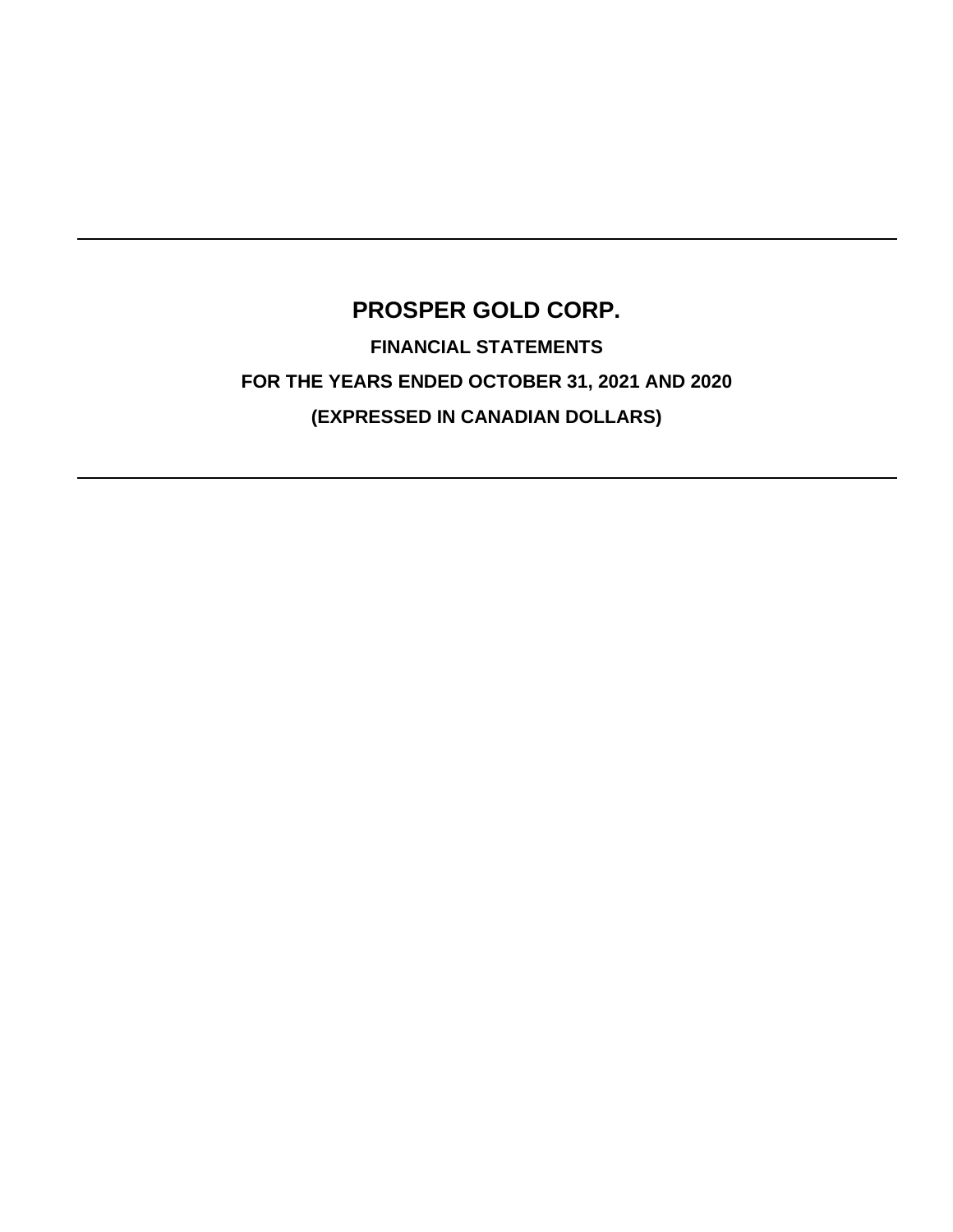# PROSPER GOLD CORP.

**FINANCIAL STATEMENTS**

**FOR THE YEARS ENDED OCTOBER 31, 2021 AND 2020**

**(EXPRESSED IN CANADIAN DOLLARS)**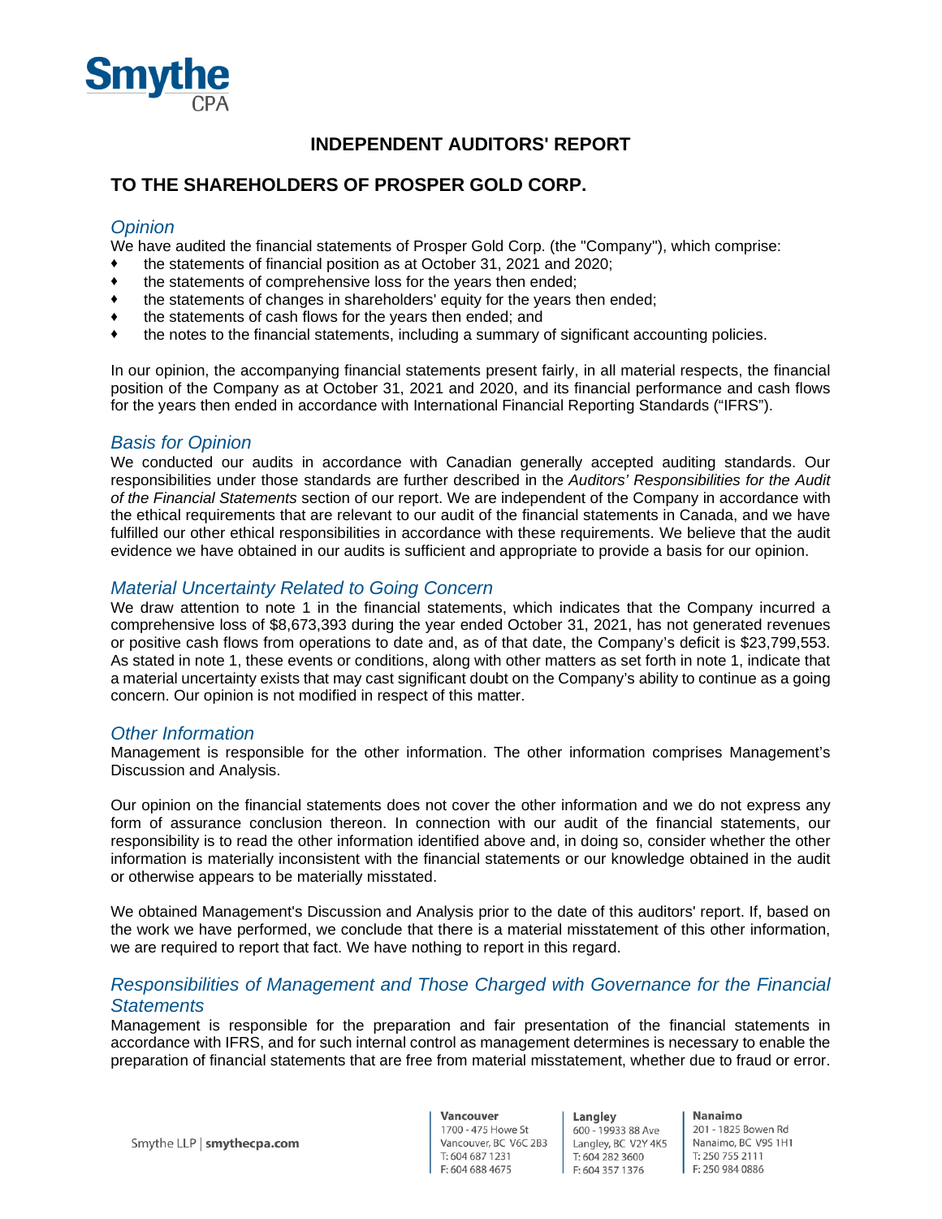# INDEPENDENT AUDITORS' REPORT

## TO THE SHAREHOLDERS OF PROSPER GOLD CORP.

### *Opinion*

We have audited the financial statements of Prosper Gold Corp. (the "Company"), which comprise:

- the statements of financial position as at October 31, 2021 and 2020;
- the statements of comprehensive loss for the years then ended;
- the statements of changes in shareholders' equity for the years then ended;
- the statements of cash flows for the years then ended; and
- the notes to the financial statements, including a summary of significant accounting policies.

In our opinion, the accompanying financial statements present fairly, in all material respects, the financial position of the Company as at October 31, 2021 and 2020, and its financial performance and cash flows for the years then ended in accordance with International Financial Reporting Standards ("IFRS").

### *Basis for Opinion*

We conducted our audits in accordance with Canadian generally accepted auditing standards. Our responsibilities under those standards are further described in the *Auditors' Responsibilities for the Audit of the Financial Statements* section of our report. We are independent of the Company in accordance with the ethical requirements that are relevant to our audit of the financial statements in Canada, and we have fulfilled our other ethical responsibilities in accordance with these requirements. We believe that the audit evidence we have obtained in our audits is sufficient and appropriate to provide a basis for our opinion.

### *Material Uncertainty Related to Going Concern*

We draw attention to note 1 in the financial statements, which indicates that the Company incurred a comprehensive loss of $8,673,393 during the year ended October 31, 2021, has not generated revenues or positive cash flows from operations to date and, as of that date, the Company's deficit is $23,799,553. As stated in note 1, these events or conditions, along with other matters as set forth in note 1, indicate that a material uncertainty exists that may cast significant doubt on the Company's ability to continue as a going concern. Our opinion is not modified in respect of this matter.

### *Other Information*

Management is responsible for the other information. The other information comprises Management's Discussion and Analysis.

Our opinion on the financial statements does not cover the other information and we do not express any form of assurance conclusion thereon. In connection with our audit of the financial statements, our responsibility is to read the other information identified above and, in doing so, consider whether the other information is materially inconsistent with the financial statements or our knowledge obtained in the audit or otherwise appears to be materially misstated.

We obtained Management's Discussion and Analysis prior to the date of this auditors' report. If, based on the work we have performed, we conclude that there is a material misstatement of this other information, we are required to report that fact. We have nothing to report in this regard.

### *Responsibilities of Management and Those Charged with Governance for the Financial Statements*

Management is responsible for the preparation and fair presentation of the financial statements in accordance with IFRS, and for such internal control as management determines is necessary to enable the preparation of financial statements that are free from material misstatement, whether due to fraud or error.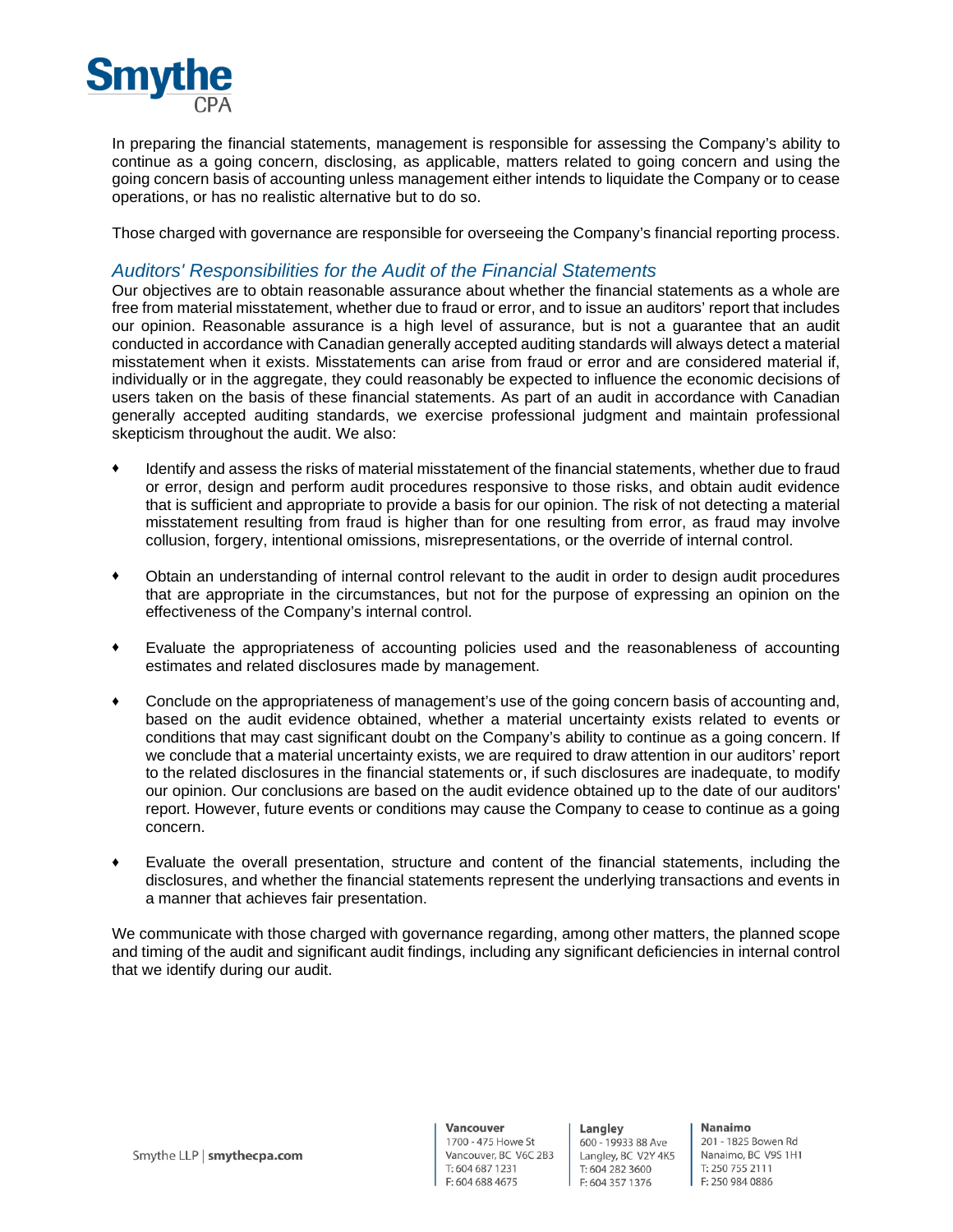In preparing the financial statements, management is responsible for assessing the Company's ability to continue as a going concern, disclosing, as applicable, matters related to going concern and using the going concern basis of accounting unless management either intends to liquidate the Company or to cease operations, or has no realistic alternative but to do so.

Those charged with governance are responsible for overseeing the Company's financial reporting process.

### *Auditors' Responsibilities for the Audit of the Financial Statements*

Our objectives are to obtain reasonable assurance about whether the financial statements as a whole are free from material misstatement, whether due to fraud or error, and to issue an auditors' report that includes our opinion. Reasonable assurance is a high level of assurance, but is not a guarantee that an audit conducted in accordance with Canadian generally accepted auditing standards will always detect a material misstatement when it exists. Misstatements can arise from fraud or error and are considered material if, individually or in the aggregate, they could reasonably be expected to influence the economic decisions of users taken on the basis of these financial statements. As part of an audit in accordance with Canadian generally accepted auditing standards, we exercise professional judgment and maintain professional skepticism throughout the audit. We also:

- Identify and assess the risks of material misstatement of the financial statements, whether due to fraud or error, design and perform audit procedures responsive to those risks, and obtain audit evidence that is sufficient and appropriate to provide a basis for our opinion. The risk of not detecting a material misstatement resulting from fraud is higher than for one resulting from error, as fraud may involve collusion, forgery, intentional omissions, misrepresentations, or the override of internal control.

- Obtain an understanding of internal control relevant to the audit in order to design audit procedures that are appropriate in the circumstances, but not for the purpose of expressing an opinion on the effectiveness of the Company's internal control.

- Evaluate the appropriateness of accounting policies used and the reasonableness of accounting estimates and related disclosures made by management.

- Conclude on the appropriateness of management's use of the going concern basis of accounting and, based on the audit evidence obtained, whether a material uncertainty exists related to events or conditions that may cast significant doubt on the Company's ability to continue as a going concern. If we conclude that a material uncertainty exists, we are required to draw attention in our auditors' report to the related disclosures in the financial statements or, if such disclosures are inadequate, to modify our opinion. Our conclusions are based on the audit evidence obtained up to the date of our auditors' report. However, future events or conditions may cause the Company to cease to continue as a going concern.

- Evaluate the overall presentation, structure and content of the financial statements, including the disclosures, and whether the financial statements represent the underlying transactions and events in a manner that achieves fair presentation.

We communicate with those charged with governance regarding, among other matters, the planned scope and timing of the audit and significant audit findings, including any significant deficiencies in internal control that we identify during our audit.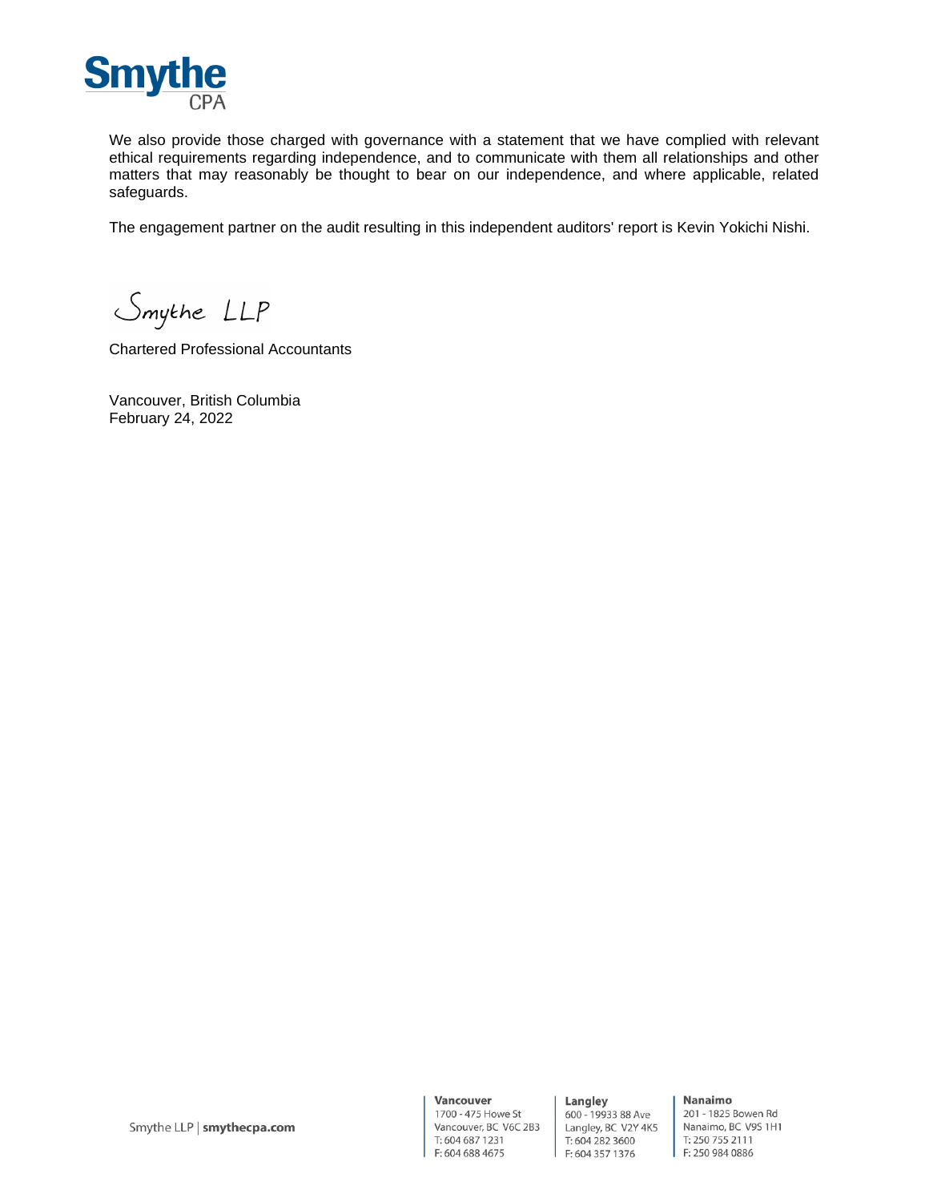We also provide those charged with governance with a statement that we have complied with relevant ethical requirements regarding independence, and to communicate with them all relationships and other matters that may reasonably be thought to bear on our independence, and where applicable, related safeguards.

The engagement partner on the audit resulting in this independent auditors' report is Kevin Yokichi Nishi.

Smythe LLP

Chartered Professional Accountants

Vancouver, British Columbia
February 24, 2022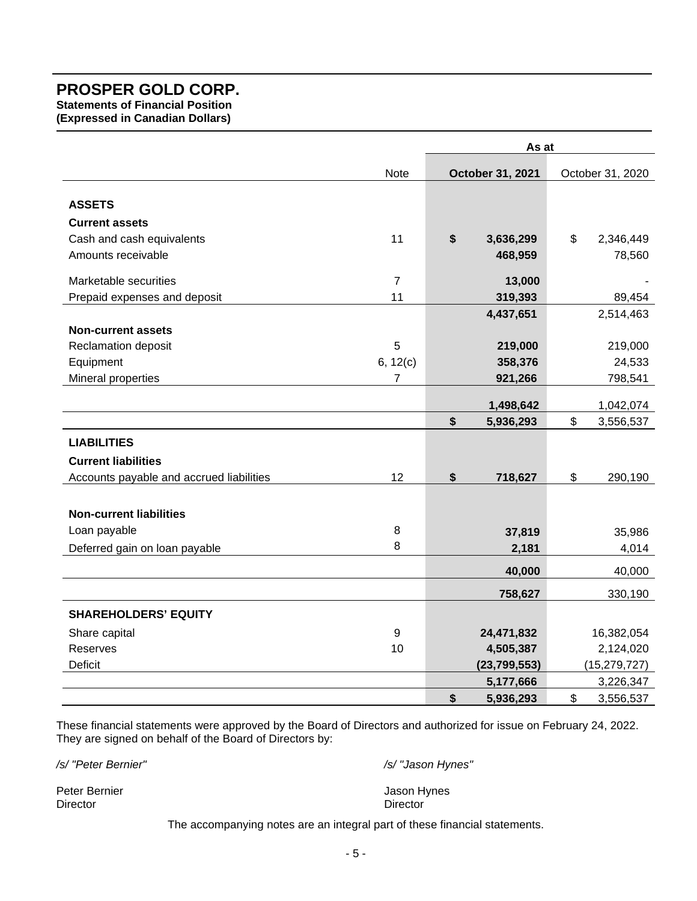# PROSPER GOLD CORP.

**Statements of Financial Position**
**(Expressed in Canadian Dollars)**

| | Note | As at October 31, 2021 | As at October 31, 2020 |
|---|---|---|---|
| **ASSETS** | | | |
| **Current assets** | | | |
| Cash and cash equivalents | 11 | **$ 3,636,299** | $ 2,346,449 |
| Amounts receivable | | **468,959** | 78,560 |
| Marketable securities | 7 | **13,000** | - |
| Prepaid expenses and deposit | 11 | **319,393** | 89,454 |
| | | **4,437,651** | 2,514,463 |
| **Non-current assets** | | | |
| Reclamation deposit | 5 | **219,000** | 219,000 |
| Equipment | 6, 12(c) | **358,376** | 24,533 |
| Mineral properties | 7 | **921,266** | 798,541 |
| | | **1,498,642** | 1,042,074 |
| | | **$ 5,936,293** | $ 3,556,537 |
| **LIABILITIES** | | | |
| **Current liabilities** | | | |
| Accounts payable and accrued liabilities | 12 | **$ 718,627** | $ 290,190 |
| **Non-current liabilities** | | | |
| Loan payable | 8 | **37,819** | 35,986 |
| Deferred gain on loan payable | 8 | **2,181** | 4,014 |
| | | **40,000** | 40,000 |
| | | **758,627** | 330,190 |
| **SHAREHOLDERS' EQUITY** | | | |
| Share capital | 9 | **24,471,832** | 16,382,054 |
| Reserves | 10 | **4,505,387** | 2,124,020 |
| Deficit | | **(23,799,553)** | (15,279,727) |
| | | **5,177,666** | 3,226,347 |
| | | **$ 5,936,293** | $ 3,556,537 |

These financial statements were approved by the Board of Directors and authorized for issue on February 24, 2022. They are signed on behalf of the Board of Directors by:

*/s/ "Peter Bernier"*

Peter Bernier
Director

*/s/ "Jason Hynes"*

Jason Hynes
Director

The accompanying notes are an integral part of these financial statements.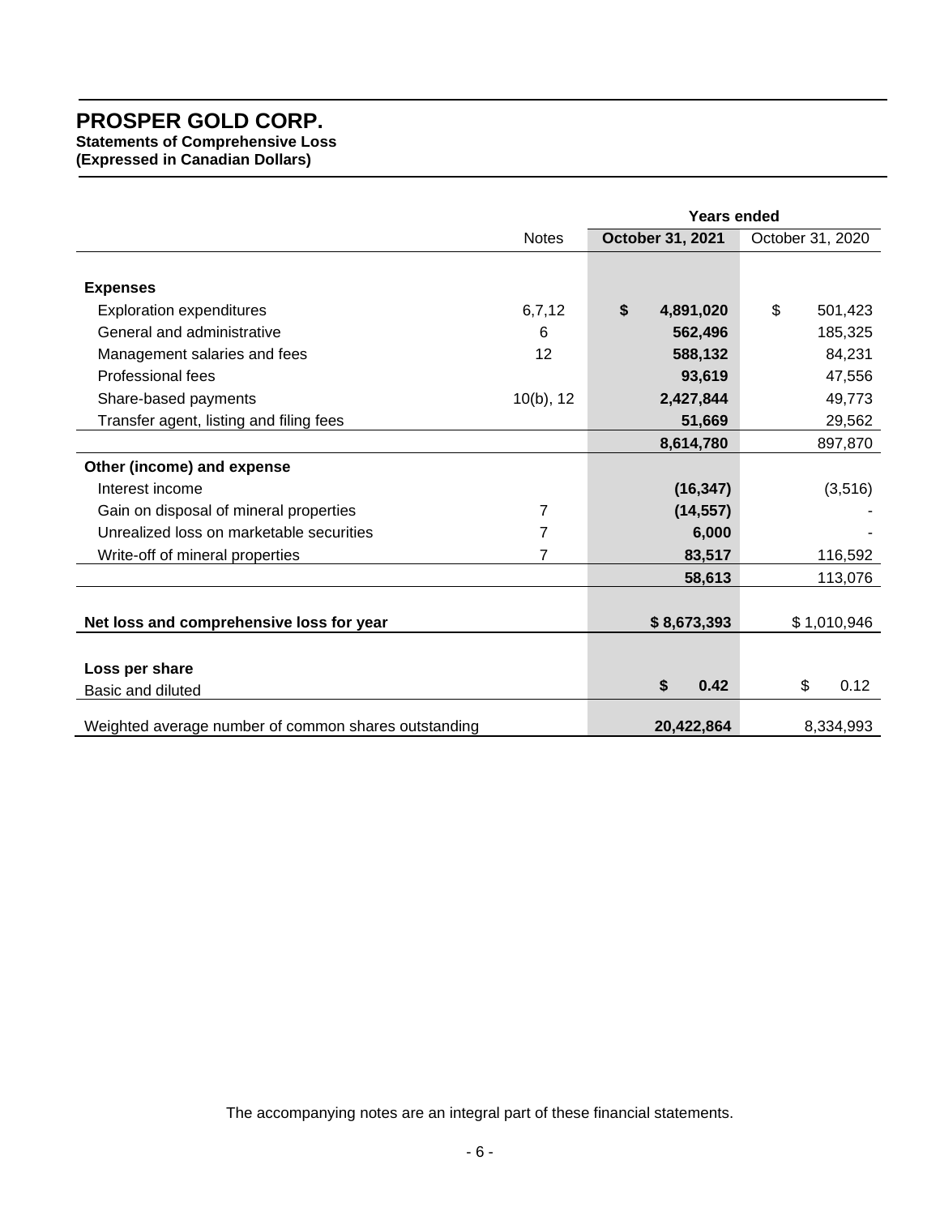# PROSPER GOLD CORP.

**Statements of Comprehensive Loss**
**(Expressed in Canadian Dollars)**

| | Notes | Years ended October 31, 2021 | Years ended October 31, 2020 |
|---|---|---|---|
| **Expenses** | | | |
| Exploration expenditures | 6,7,12 | **$ 4,891,020** | $ 501,423 |
| General and administrative | 6 | **562,496** | 185,325 |
| Management salaries and fees | 12 | **588,132** | 84,231 |
| Professional fees | | **93,619** | 47,556 |
| Share-based payments | 10(b), 12 | **2,427,844** | 49,773 |
| Transfer agent, listing and filing fees | | **51,669** | 29,562 |
| | | **8,614,780** | 897,870 |
| **Other (income) and expense** | | | |
| Interest income | | **(16,347)** | (3,516) |
| Gain on disposal of mineral properties | 7 | **(14,557)** | - |
| Unrealized loss on marketable securities | 7 | **6,000** | - |
| Write-off of mineral properties | 7 | **83,517** | 116,592 |
| | | **58,613** | 113,076 |
| **Net loss and comprehensive loss for year** | | **$ 8,673,393** | $ 1,010,946 |
| **Loss per share** | | | |
| Basic and diluted | | **$ 0.42** | $ 0.12 |
| Weighted average number of common shares outstanding | | **20,422,864** | 8,334,993 |

The accompanying notes are an integral part of these financial statements.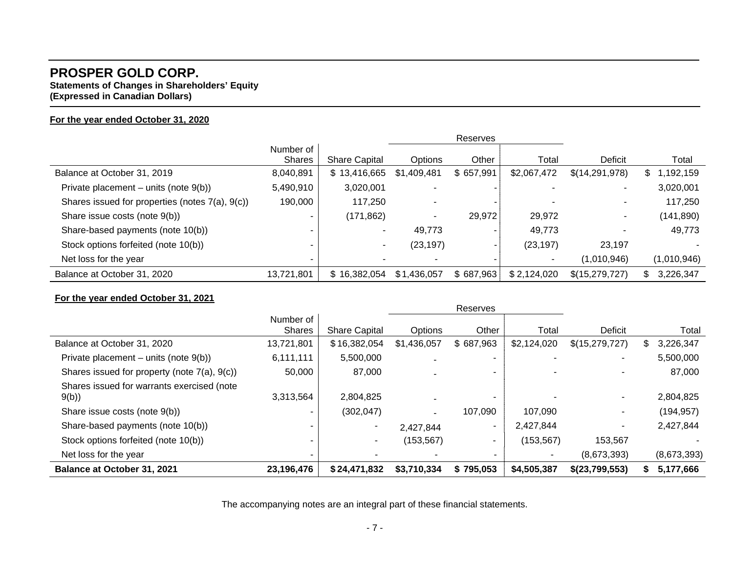# PROSPER GOLD CORP.

**Statements of Changes in Shareholders' Equity**
**(Expressed in Canadian Dollars)**

**For the year ended October 31, 2020**

| | Number of Shares | Share Capital | Reserves | | | Deficit | Total |
|---|---|---|---|---|---|---|---|
| | | | Options | Other | Total | | |
| Balance at October 31, 2019 | 8,040,891 | $ 13,416,665 | $1,409,481 | $ 657,991 | $2,067,472 | $(14,291,978) | $ 1,192,159 |
| Private placement – units (note 9(b)) | 5,490,910 | 3,020,001 | - | - | - | - | 3,020,001 |
| Shares issued for properties (notes 7(a), 9(c)) | 190,000 | 117,250 | - | - | - | - | 117,250 |
| Share issue costs (note 9(b)) | - | (171,862) | - | 29,972 | 29,972 | - | (141,890) |
| Share-based payments (note 10(b)) | - | - | 49,773 | - | 49,773 | - | 49,773 |
| Stock options forfeited (note 10(b)) | - | - | (23,197) | - | (23,197) | 23,197 | - |
| Net loss for the year | - | - | - | - | - | (1,010,946) | (1,010,946) |
| Balance at October 31, 2020 | 13,721,801 | $ 16,382,054 | $1,436,057 | $ 687,963 | $ 2,124,020 | $(15,279,727) | $ 3,226,347 |

**For the year ended October 31, 2021**

| | Number of Shares | Share Capital | Reserves | | | Deficit | Total |
|---|---|---|---|---|---|---|---|
| | | | Options | Other | Total | | |
| Balance at October 31, 2020 | 13,721,801 | $16,382,054 | $1,436,057 | $ 687,963 | $2,124,020 | $(15,279,727) | $ 3,226,347 |
| Private placement – units (note 9(b)) | 6,111,111 | 5,500,000 | - | - | - | - | 5,500,000 |
| Shares issued for property (note 7(a), 9(c)) | 50,000 | 87,000 | - | - | - | - | 87,000 |
| Shares issued for warrants exercised (note 9(b)) | 3,313,564 | 2,804,825 | - | - | - | - | 2,804,825 |
| Share issue costs (note 9(b)) | - | (302,047) | - | 107,090 | 107,090 | - | (194,957) |
| Share-based payments (note 10(b)) | - | - | 2,427,844 | - | 2,427,844 | - | 2,427,844 |
| Stock options forfeited (note 10(b)) | - | - | (153,567) | - | (153,567) | 153,567 | - |
| Net loss for the year | - | - | - | - | - | (8,673,393) | (8,673,393) |
| **Balance at October 31, 2021** | **23,196,476** | **$24,471,832** | **$3,710,334** | **$ 795,053** | **$4,505,387** | **$(23,799,553)** | **$ 5,177,666** |

The accompanying notes are an integral part of these financial statements.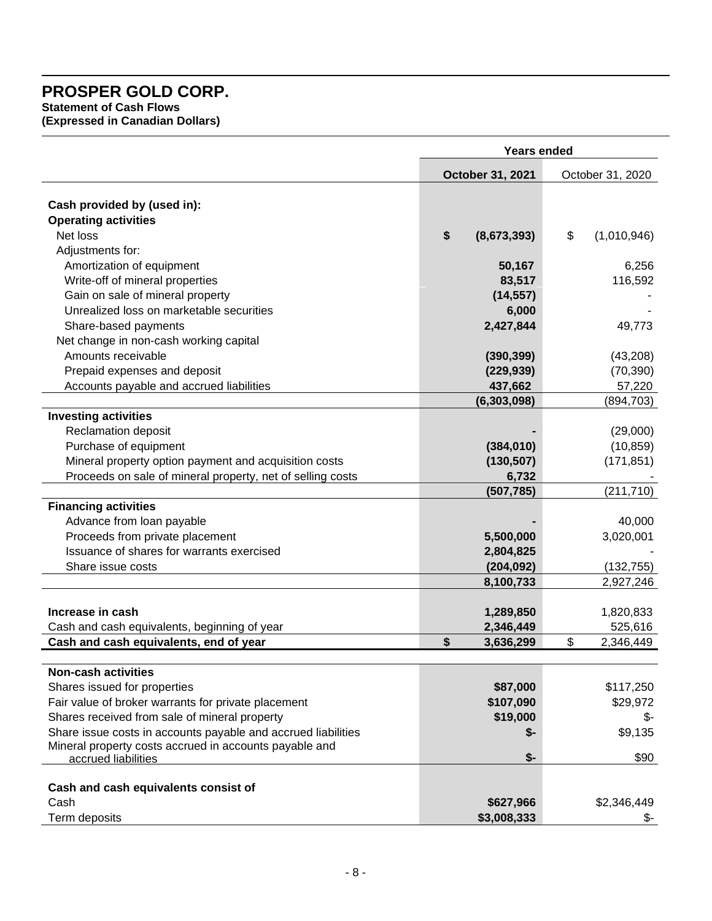# PROSPER GOLD CORP.

**Statement of Cash Flows**
**(Expressed in Canadian Dollars)**

| | Years ended | |
|---|---|---|
| | **October 31, 2021** | October 31, 2020 |
| **Cash provided by (used in):** | | |
| **Operating activities** | | |
| Net loss | **$ (8,673,393)** | $ (1,010,946) |
| Adjustments for: | | |
| Amortization of equipment | **50,167** | 6,256 |
| Write-off of mineral properties | **83,517** | 116,592 |
| Gain on sale of mineral property | **(14,557)** | - |
| Unrealized loss on marketable securities | **6,000** | - |
| Share-based payments | **2,427,844** | 49,773 |
| Net change in non-cash working capital | | |
| Amounts receivable | **(390,399)** | (43,208) |
| Prepaid expenses and deposit | **(229,939)** | (70,390) |
| Accounts payable and accrued liabilities | **437,662** | 57,220 |
| | **(6,303,098)** | (894,703) |
| **Investing activities** | | |
| Reclamation deposit | **-** | (29,000) |
| Purchase of equipment | **(384,010)** | (10,859) |
| Mineral property option payment and acquisition costs | **(130,507)** | (171,851) |
| Proceeds on sale of mineral property, net of selling costs | **6,732** | - |
| | **(507,785)** | (211,710) |
| **Financing activities** | | |
| Advance from loan payable | **-** | 40,000 |
| Proceeds from private placement | **5,500,000** | 3,020,001 |
| Issuance of shares for warrants exercised | **2,804,825** | - |
| Share issue costs | **(204,092)** | (132,755) |
| | **8,100,733** | 2,927,246 |
| **Increase in cash** | **1,289,850** | 1,820,833 |
| Cash and cash equivalents, beginning of year | **2,346,449** | 525,616 |
| **Cash and cash equivalents, end of year** | **$ 3,636,299** | $ 2,346,449 |
| **Non-cash activities** | | |
| Shares issued for properties | **$87,000** | $117,250 |
| Fair value of broker warrants for private placement | **$107,090** | $29,972 |
| Shares received from sale of mineral property | **$19,000** | $- |
| Share issue costs in accounts payable and accrued liabilities | **$-** | $9,135 |
| Mineral property costs accrued in accounts payable and accrued liabilities | **$-** | $90 |
| **Cash and cash equivalents consist of** | | |
| Cash | **$627,966** | $2,346,449 |
| Term deposits | **$3,008,333** | $- |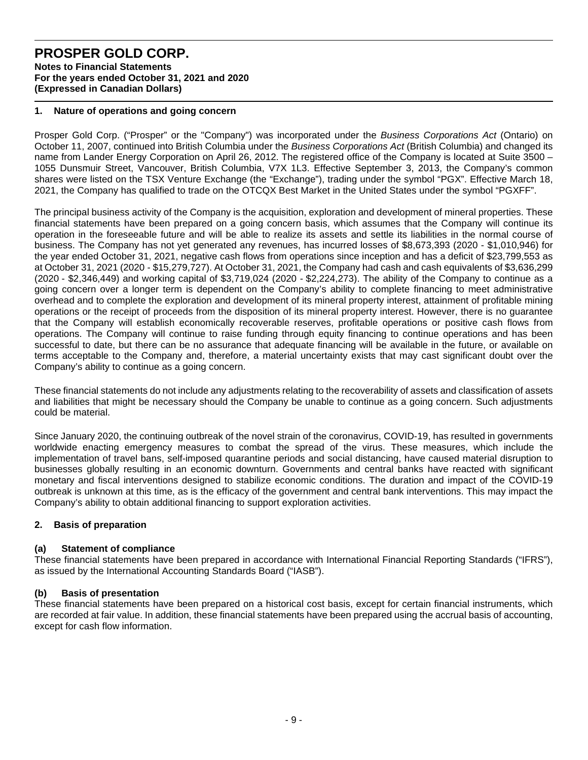# PROSPER GOLD CORP.

**Notes to Financial Statements**
**For the years ended October 31, 2021 and 2020**
**(Expressed in Canadian Dollars)**

## 1. Nature of operations and going concern

Prosper Gold Corp. ("Prosper" or the "Company") was incorporated under the *Business Corporations Act* (Ontario) on October 11, 2007, continued into British Columbia under the *Business Corporations Act* (British Columbia) and changed its name from Lander Energy Corporation on April 26, 2012. The registered office of the Company is located at Suite 3500 – 1055 Dunsmuir Street, Vancouver, British Columbia, V7X 1L3. Effective September 3, 2013, the Company's common shares were listed on the TSX Venture Exchange (the "Exchange"), trading under the symbol "PGX". Effective March 18, 2021, the Company has qualified to trade on the OTCQX Best Market in the United States under the symbol "PGXFF".

The principal business activity of the Company is the acquisition, exploration and development of mineral properties. These financial statements have been prepared on a going concern basis, which assumes that the Company will continue its operation in the foreseeable future and will be able to realize its assets and settle its liabilities in the normal course of business. The Company has not yet generated any revenues, has incurred losses of $8,673,393 (2020 - $1,010,946) for the year ended October 31, 2021, negative cash flows from operations since inception and has a deficit of $23,799,553 as at October 31, 2021 (2020 - $15,279,727). At October 31, 2021, the Company had cash and cash equivalents of $3,636,299 (2020 - $2,346,449) and working capital of $3,719,024 (2020 - $2,224,273). The ability of the Company to continue as a going concern over a longer term is dependent on the Company's ability to complete financing to meet administrative overhead and to complete the exploration and development of its mineral property interest, attainment of profitable mining operations or the receipt of proceeds from the disposition of its mineral property interest. However, there is no guarantee that the Company will establish economically recoverable reserves, profitable operations or positive cash flows from operations. The Company will continue to raise funding through equity financing to continue operations and has been successful to date, but there can be no assurance that adequate financing will be available in the future, or available on terms acceptable to the Company and, therefore, a material uncertainty exists that may cast significant doubt over the Company's ability to continue as a going concern.

These financial statements do not include any adjustments relating to the recoverability of assets and classification of assets and liabilities that might be necessary should the Company be unable to continue as a going concern. Such adjustments could be material.

Since January 2020, the continuing outbreak of the novel strain of the coronavirus, COVID-19, has resulted in governments worldwide enacting emergency measures to combat the spread of the virus. These measures, which include the implementation of travel bans, self-imposed quarantine periods and social distancing, have caused material disruption to businesses globally resulting in an economic downturn. Governments and central banks have reacted with significant monetary and fiscal interventions designed to stabilize economic conditions. The duration and impact of the COVID-19 outbreak is unknown at this time, as is the efficacy of the government and central bank interventions. This may impact the Company's ability to obtain additional financing to support exploration activities.

## 2. Basis of preparation

### (a) Statement of compliance

These financial statements have been prepared in accordance with International Financial Reporting Standards ("IFRS"), as issued by the International Accounting Standards Board ("IASB").

### (b) Basis of presentation

These financial statements have been prepared on a historical cost basis, except for certain financial instruments, which are recorded at fair value. In addition, these financial statements have been prepared using the accrual basis of accounting, except for cash flow information.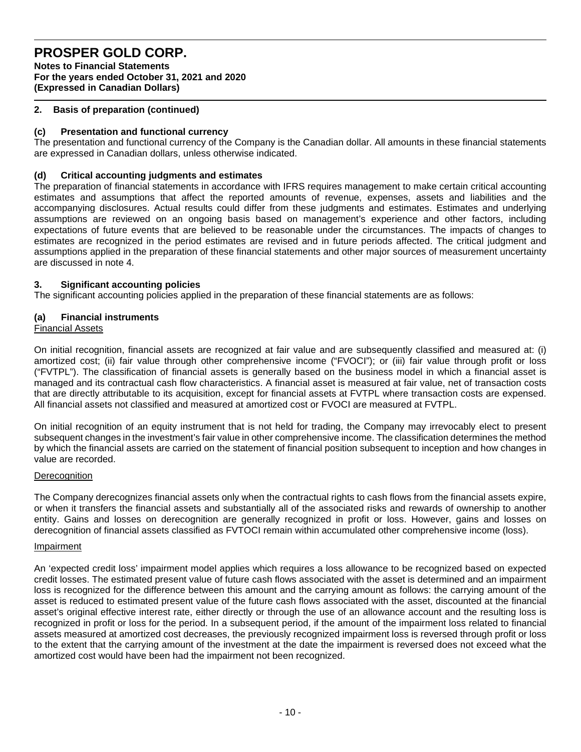## 2. Basis of preparation (continued)

### (c) Presentation and functional currency

The presentation and functional currency of the Company is the Canadian dollar. All amounts in these financial statements are expressed in Canadian dollars, unless otherwise indicated.

### (d) Critical accounting judgments and estimates

The preparation of financial statements in accordance with IFRS requires management to make certain critical accounting estimates and assumptions that affect the reported amounts of revenue, expenses, assets and liabilities and the accompanying disclosures. Actual results could differ from these judgments and estimates. Estimates and underlying assumptions are reviewed on an ongoing basis based on management's experience and other factors, including expectations of future events that are believed to be reasonable under the circumstances. The impacts of changes to estimates are recognized in the period estimates are revised and in future periods affected. The critical judgment and assumptions applied in the preparation of these financial statements and other major sources of measurement uncertainty are discussed in note 4.

## 3. Significant accounting policies

The significant accounting policies applied in the preparation of these financial statements are as follows:

### (a) Financial instruments

Financial Assets

On initial recognition, financial assets are recognized at fair value and are subsequently classified and measured at: (i) amortized cost; (ii) fair value through other comprehensive income ("FVOCI"); or (iii) fair value through profit or loss ("FVTPL"). The classification of financial assets is generally based on the business model in which a financial asset is managed and its contractual cash flow characteristics. A financial asset is measured at fair value, net of transaction costs that are directly attributable to its acquisition, except for financial assets at FVTPL where transaction costs are expensed. All financial assets not classified and measured at amortized cost or FVOCI are measured at FVTPL.

On initial recognition of an equity instrument that is not held for trading, the Company may irrevocably elect to present subsequent changes in the investment's fair value in other comprehensive income. The classification determines the method by which the financial assets are carried on the statement of financial position subsequent to inception and how changes in value are recorded.

Derecognition

The Company derecognizes financial assets only when the contractual rights to cash flows from the financial assets expire, or when it transfers the financial assets and substantially all of the associated risks and rewards of ownership to another entity. Gains and losses on derecognition are generally recognized in profit or loss. However, gains and losses on derecognition of financial assets classified as FVTOCI remain within accumulated other comprehensive income (loss).

Impairment

An 'expected credit loss' impairment model applies which requires a loss allowance to be recognized based on expected credit losses. The estimated present value of future cash flows associated with the asset is determined and an impairment loss is recognized for the difference between this amount and the carrying amount as follows: the carrying amount of the asset is reduced to estimated present value of the future cash flows associated with the asset, discounted at the financial asset's original effective interest rate, either directly or through the use of an allowance account and the resulting loss is recognized in profit or loss for the period. In a subsequent period, if the amount of the impairment loss related to financial assets measured at amortized cost decreases, the previously recognized impairment loss is reversed through profit or loss to the extent that the carrying amount of the investment at the date the impairment is reversed does not exceed what the amortized cost would have been had the impairment not been recognized.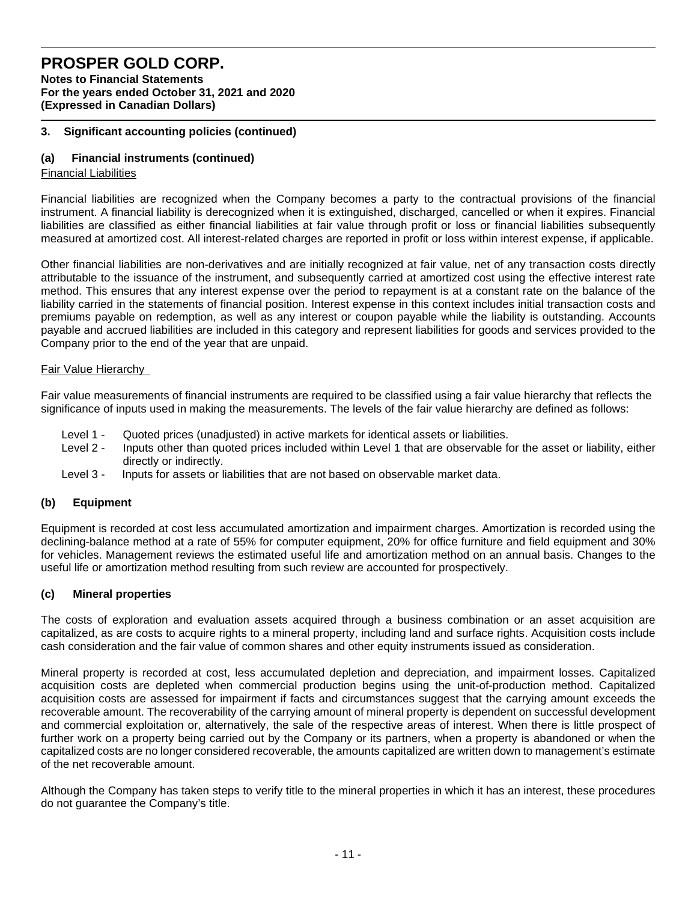## 3. Significant accounting policies (continued)

### (a) Financial instruments (continued)

Financial Liabilities

Financial liabilities are recognized when the Company becomes a party to the contractual provisions of the financial instrument. A financial liability is derecognized when it is extinguished, discharged, cancelled or when it expires. Financial liabilities are classified as either financial liabilities at fair value through profit or loss or financial liabilities subsequently measured at amortized cost. All interest-related charges are reported in profit or loss within interest expense, if applicable.

Other financial liabilities are non-derivatives and are initially recognized at fair value, net of any transaction costs directly attributable to the issuance of the instrument, and subsequently carried at amortized cost using the effective interest rate method. This ensures that any interest expense over the period to repayment is at a constant rate on the balance of the liability carried in the statements of financial position. Interest expense in this context includes initial transaction costs and premiums payable on redemption, as well as any interest or coupon payable while the liability is outstanding. Accounts payable and accrued liabilities are included in this category and represent liabilities for goods and services provided to the Company prior to the end of the year that are unpaid.

Fair Value Hierarchy

Fair value measurements of financial instruments are required to be classified using a fair value hierarchy that reflects the significance of inputs used in making the measurements. The levels of the fair value hierarchy are defined as follows:

- Level 1 - Quoted prices (unadjusted) in active markets for identical assets or liabilities.
- Level 2 - Inputs other than quoted prices included within Level 1 that are observable for the asset or liability, either directly or indirectly.
- Level 3 - Inputs for assets or liabilities that are not based on observable market data.

### (b) Equipment

Equipment is recorded at cost less accumulated amortization and impairment charges. Amortization is recorded using the declining-balance method at a rate of 55% for computer equipment, 20% for office furniture and field equipment and 30% for vehicles. Management reviews the estimated useful life and amortization method on an annual basis. Changes to the useful life or amortization method resulting from such review are accounted for prospectively.

### (c) Mineral properties

The costs of exploration and evaluation assets acquired through a business combination or an asset acquisition are capitalized, as are costs to acquire rights to a mineral property, including land and surface rights. Acquisition costs include cash consideration and the fair value of common shares and other equity instruments issued as consideration.

Mineral property is recorded at cost, less accumulated depletion and depreciation, and impairment losses. Capitalized acquisition costs are depleted when commercial production begins using the unit-of-production method. Capitalized acquisition costs are assessed for impairment if facts and circumstances suggest that the carrying amount exceeds the recoverable amount. The recoverability of the carrying amount of mineral property is dependent on successful development and commercial exploitation or, alternatively, the sale of the respective areas of interest. When there is little prospect of further work on a property being carried out by the Company or its partners, when a property is abandoned or when the capitalized costs are no longer considered recoverable, the amounts capitalized are written down to management's estimate of the net recoverable amount.

Although the Company has taken steps to verify title to the mineral properties in which it has an interest, these procedures do not guarantee the Company's title.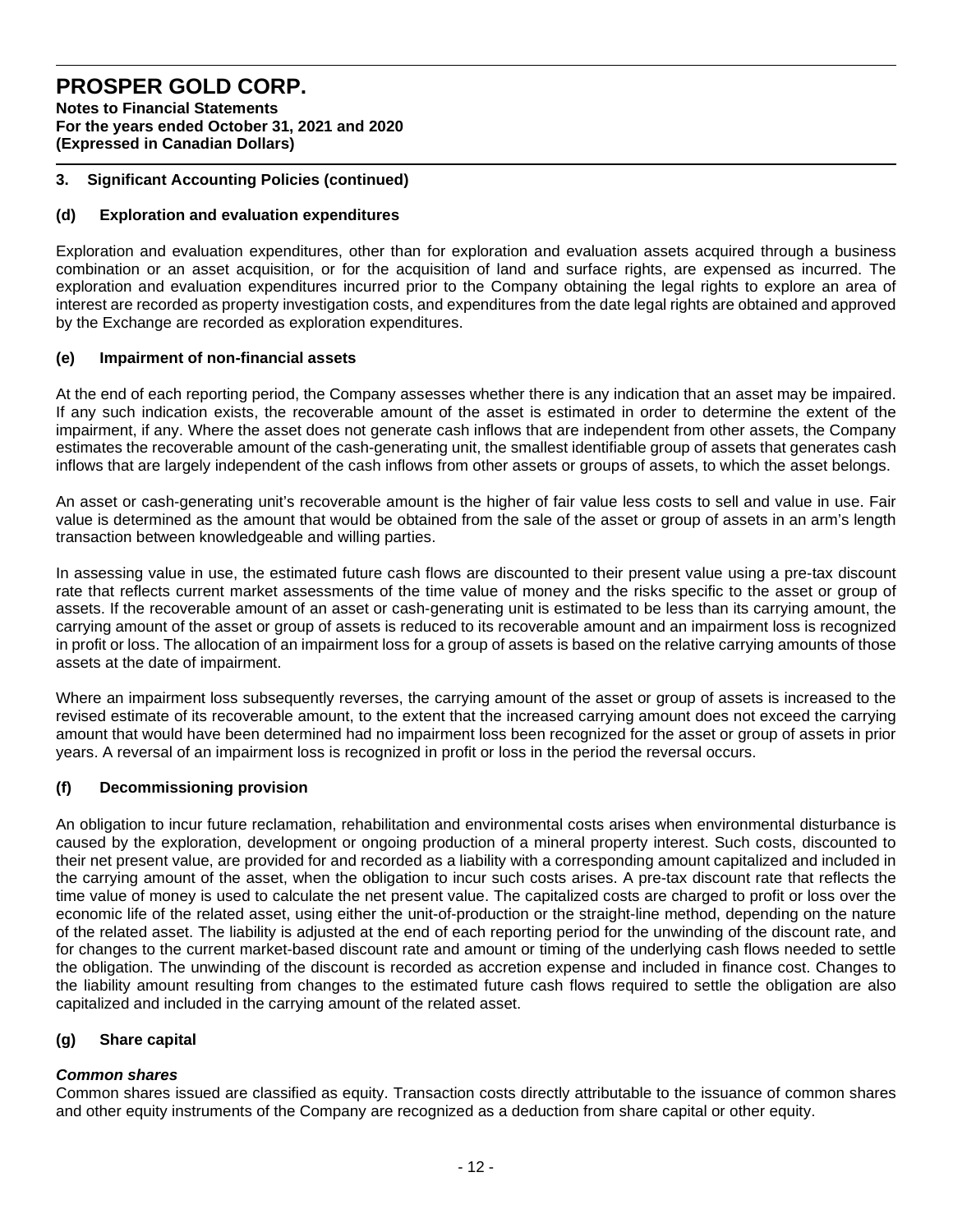### 3. Significant Accounting Policies (continued)

#### (d) Exploration and evaluation expenditures

Exploration and evaluation expenditures, other than for exploration and evaluation assets acquired through a business combination or an asset acquisition, or for the acquisition of land and surface rights, are expensed as incurred. The exploration and evaluation expenditures incurred prior to the Company obtaining the legal rights to explore an area of interest are recorded as property investigation costs, and expenditures from the date legal rights are obtained and approved by the Exchange are recorded as exploration expenditures.

#### (e) Impairment of non-financial assets

At the end of each reporting period, the Company assesses whether there is any indication that an asset may be impaired. If any such indication exists, the recoverable amount of the asset is estimated in order to determine the extent of the impairment, if any. Where the asset does not generate cash inflows that are independent from other assets, the Company estimates the recoverable amount of the cash-generating unit, the smallest identifiable group of assets that generates cash inflows that are largely independent of the cash inflows from other assets or groups of assets, to which the asset belongs.

An asset or cash-generating unit's recoverable amount is the higher of fair value less costs to sell and value in use. Fair value is determined as the amount that would be obtained from the sale of the asset or group of assets in an arm's length transaction between knowledgeable and willing parties.

In assessing value in use, the estimated future cash flows are discounted to their present value using a pre-tax discount rate that reflects current market assessments of the time value of money and the risks specific to the asset or group of assets. If the recoverable amount of an asset or cash-generating unit is estimated to be less than its carrying amount, the carrying amount of the asset or group of assets is reduced to its recoverable amount and an impairment loss is recognized in profit or loss. The allocation of an impairment loss for a group of assets is based on the relative carrying amounts of those assets at the date of impairment.

Where an impairment loss subsequently reverses, the carrying amount of the asset or group of assets is increased to the revised estimate of its recoverable amount, to the extent that the increased carrying amount does not exceed the carrying amount that would have been determined had no impairment loss been recognized for the asset or group of assets in prior years. A reversal of an impairment loss is recognized in profit or loss in the period the reversal occurs.

#### (f) Decommissioning provision

An obligation to incur future reclamation, rehabilitation and environmental costs arises when environmental disturbance is caused by the exploration, development or ongoing production of a mineral property interest. Such costs, discounted to their net present value, are provided for and recorded as a liability with a corresponding amount capitalized and included in the carrying amount of the asset, when the obligation to incur such costs arises. A pre-tax discount rate that reflects the time value of money is used to calculate the net present value. The capitalized costs are charged to profit or loss over the economic life of the related asset, using either the unit-of-production or the straight-line method, depending on the nature of the related asset. The liability is adjusted at the end of each reporting period for the unwinding of the discount rate, and for changes to the current market-based discount rate and amount or timing of the underlying cash flows needed to settle the obligation. The unwinding of the discount is recorded as accretion expense and included in finance cost. Changes to the liability amount resulting from changes to the estimated future cash flows required to settle the obligation are also capitalized and included in the carrying amount of the related asset.

#### (g) Share capital

***Common shares***

Common shares issued are classified as equity. Transaction costs directly attributable to the issuance of common shares and other equity instruments of the Company are recognized as a deduction from share capital or other equity.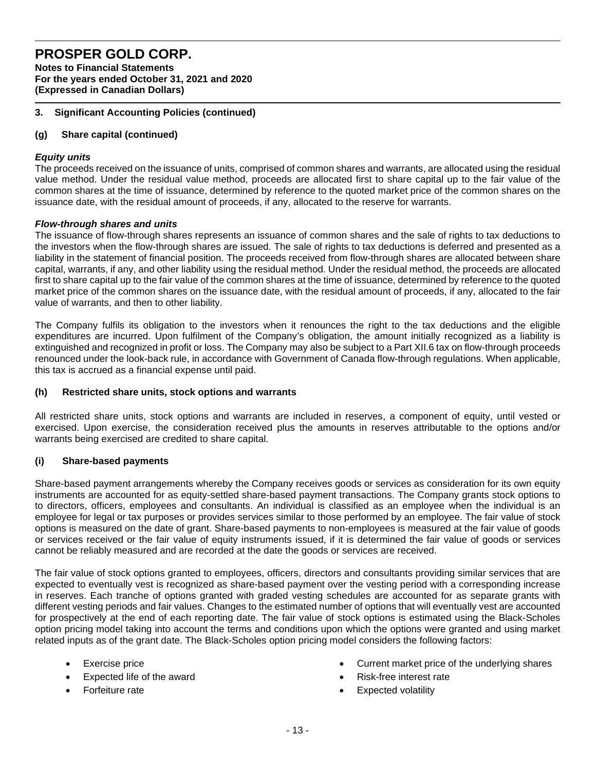### 3. Significant Accounting Policies (continued)

#### (g) Share capital (continued)

***Equity units***

The proceeds received on the issuance of units, comprised of common shares and warrants, are allocated using the residual value method. Under the residual value method, proceeds are allocated first to share capital up to the fair value of the common shares at the time of issuance, determined by reference to the quoted market price of the common shares on the issuance date, with the residual amount of proceeds, if any, allocated to the reserve for warrants.

***Flow-through shares and units***

The issuance of flow-through shares represents an issuance of common shares and the sale of rights to tax deductions to the investors when the flow-through shares are issued. The sale of rights to tax deductions is deferred and presented as a liability in the statement of financial position. The proceeds received from flow-through shares are allocated between share capital, warrants, if any, and other liability using the residual method. Under the residual method, the proceeds are allocated first to share capital up to the fair value of the common shares at the time of issuance, determined by reference to the quoted market price of the common shares on the issuance date, with the residual amount of proceeds, if any, allocated to the fair value of warrants, and then to other liability.

The Company fulfils its obligation to the investors when it renounces the right to the tax deductions and the eligible expenditures are incurred. Upon fulfilment of the Company's obligation, the amount initially recognized as a liability is extinguished and recognized in profit or loss. The Company may also be subject to a Part XII.6 tax on flow-through proceeds renounced under the look-back rule, in accordance with Government of Canada flow-through regulations. When applicable, this tax is accrued as a financial expense until paid.

#### (h) Restricted share units, stock options and warrants

All restricted share units, stock options and warrants are included in reserves, a component of equity, until vested or exercised. Upon exercise, the consideration received plus the amounts in reserves attributable to the options and/or warrants being exercised are credited to share capital.

#### (i) Share-based payments

Share-based payment arrangements whereby the Company receives goods or services as consideration for its own equity instruments are accounted for as equity-settled share-based payment transactions. The Company grants stock options to to directors, officers, employees and consultants. An individual is classified as an employee when the individual is an employee for legal or tax purposes or provides services similar to those performed by an employee. The fair value of stock options is measured on the date of grant. Share-based payments to non-employees is measured at the fair value of goods or services received or the fair value of equity instruments issued, if it is determined the fair value of goods or services cannot be reliably measured and are recorded at the date the goods or services are received.

The fair value of stock options granted to employees, officers, directors and consultants providing similar services that are expected to eventually vest is recognized as share-based payment over the vesting period with a corresponding increase in reserves. Each tranche of options granted with graded vesting schedules are accounted for as separate grants with different vesting periods and fair values. Changes to the estimated number of options that will eventually vest are accounted for prospectively at the end of each reporting date. The fair value of stock options is estimated using the Black-Scholes option pricing model taking into account the terms and conditions upon which the options were granted and using market related inputs as of the grant date. The Black-Scholes option pricing model considers the following factors:

- Exercise price
- Expected life of the award
- Forfeiture rate
- Current market price of the underlying shares
- Risk-free interest rate
- Expected volatility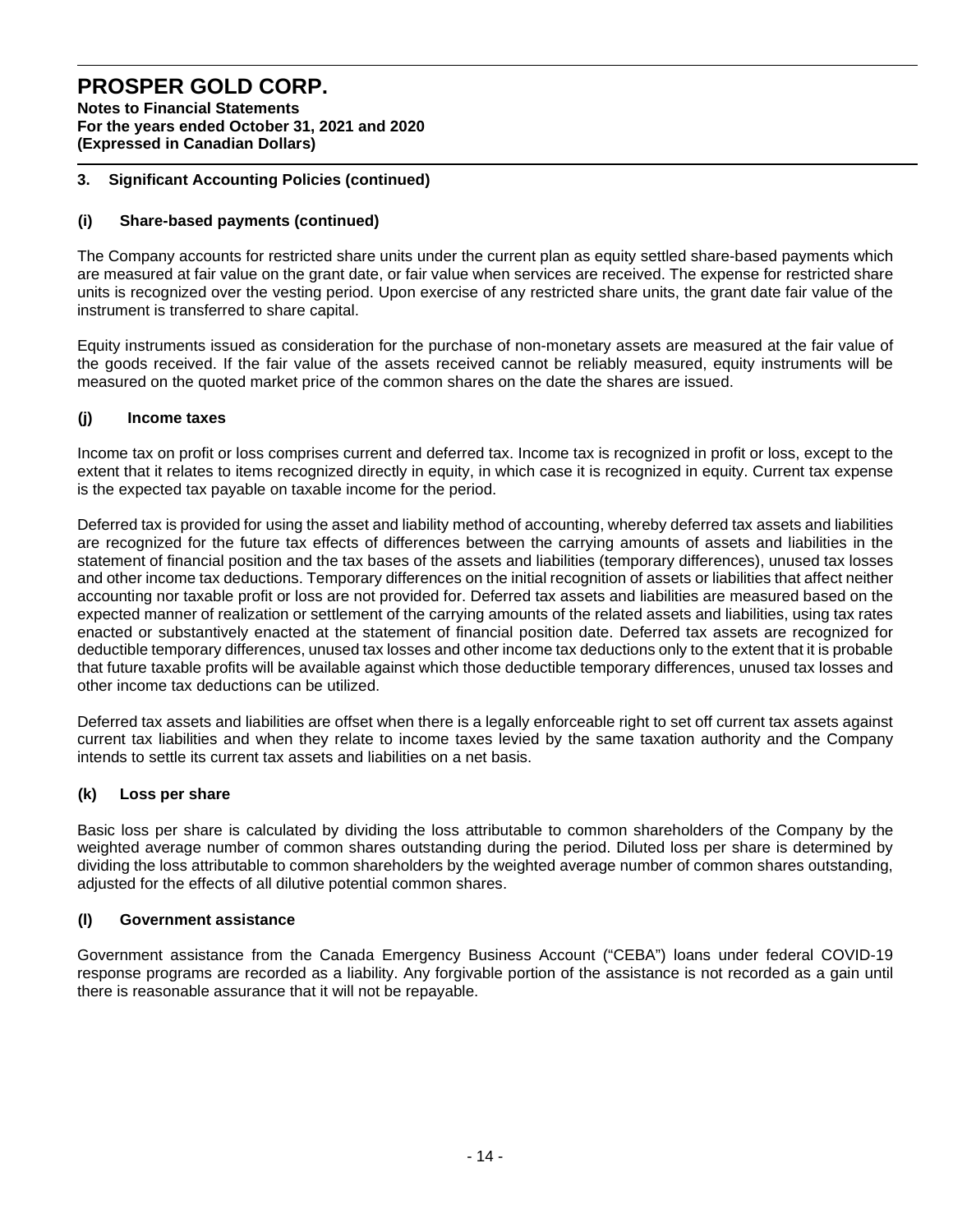## 3. Significant Accounting Policies (continued)

### (i) Share-based payments (continued)

The Company accounts for restricted share units under the current plan as equity settled share-based payments which are measured at fair value on the grant date, or fair value when services are received. The expense for restricted share units is recognized over the vesting period. Upon exercise of any restricted share units, the grant date fair value of the instrument is transferred to share capital.

Equity instruments issued as consideration for the purchase of non-monetary assets are measured at the fair value of the goods received. If the fair value of the assets received cannot be reliably measured, equity instruments will be measured on the quoted market price of the common shares on the date the shares are issued.

### (j) Income taxes

Income tax on profit or loss comprises current and deferred tax. Income tax is recognized in profit or loss, except to the extent that it relates to items recognized directly in equity, in which case it is recognized in equity. Current tax expense is the expected tax payable on taxable income for the period.

Deferred tax is provided for using the asset and liability method of accounting, whereby deferred tax assets and liabilities are recognized for the future tax effects of differences between the carrying amounts of assets and liabilities in the statement of financial position and the tax bases of the assets and liabilities (temporary differences), unused tax losses and other income tax deductions. Temporary differences on the initial recognition of assets or liabilities that affect neither accounting nor taxable profit or loss are not provided for. Deferred tax assets and liabilities are measured based on the expected manner of realization or settlement of the carrying amounts of the related assets and liabilities, using tax rates enacted or substantively enacted at the statement of financial position date. Deferred tax assets are recognized for deductible temporary differences, unused tax losses and other income tax deductions only to the extent that it is probable that future taxable profits will be available against which those deductible temporary differences, unused tax losses and other income tax deductions can be utilized.

Deferred tax assets and liabilities are offset when there is a legally enforceable right to set off current tax assets against current tax liabilities and when they relate to income taxes levied by the same taxation authority and the Company intends to settle its current tax assets and liabilities on a net basis.

### (k) Loss per share

Basic loss per share is calculated by dividing the loss attributable to common shareholders of the Company by the weighted average number of common shares outstanding during the period. Diluted loss per share is determined by dividing the loss attributable to common shareholders by the weighted average number of common shares outstanding, adjusted for the effects of all dilutive potential common shares.

### (l) Government assistance

Government assistance from the Canada Emergency Business Account ("CEBA") loans under federal COVID-19 response programs are recorded as a liability. Any forgivable portion of the assistance is not recorded as a gain until there is reasonable assurance that it will not be repayable.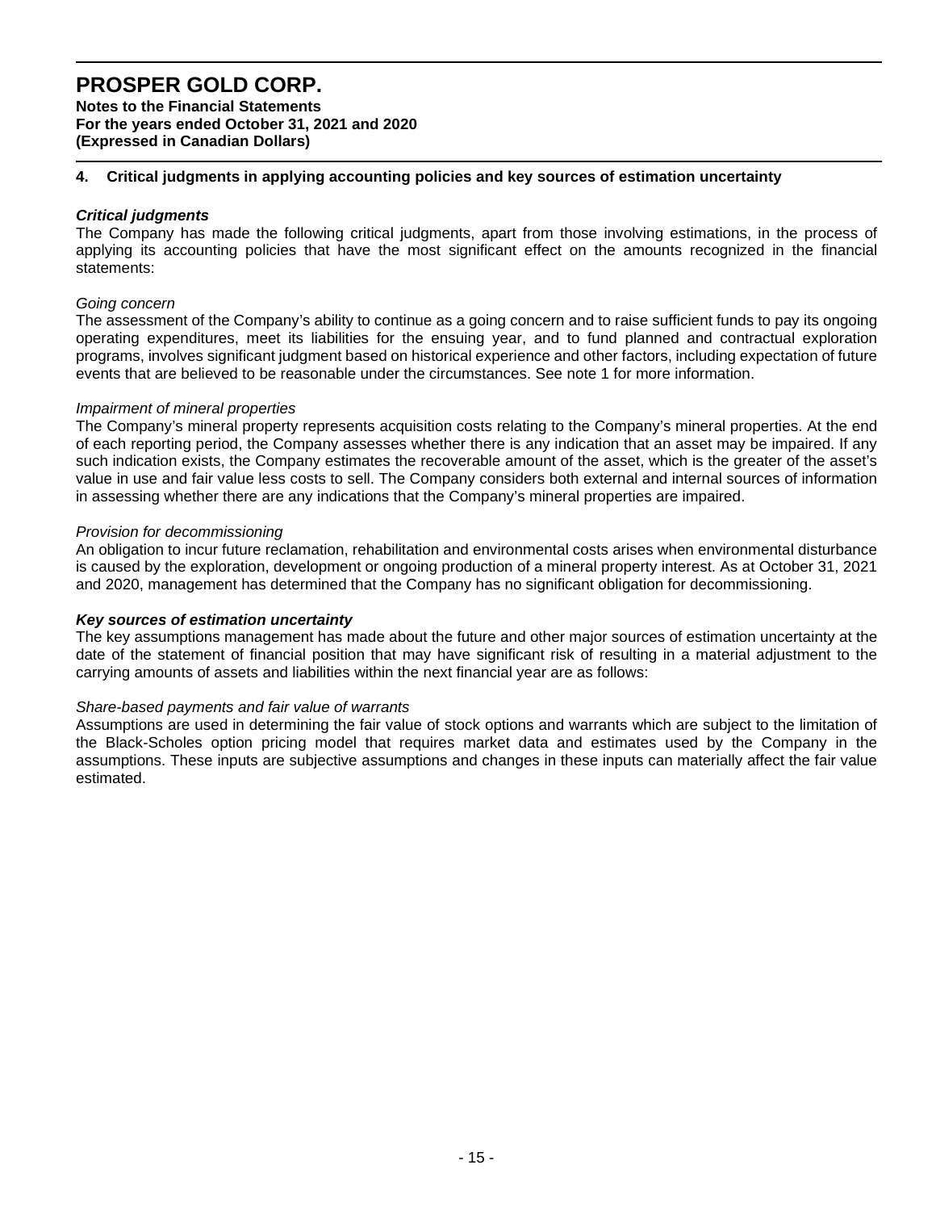# PROSPER GOLD CORP.

**Notes to the Financial Statements**
**For the years ended October 31, 2021 and 2020**
**(Expressed in Canadian Dollars)**

## 4. Critical judgments in applying accounting policies and key sources of estimation uncertainty

### *Critical judgments*

The Company has made the following critical judgments, apart from those involving estimations, in the process of applying its accounting policies that have the most significant effect on the amounts recognized in the financial statements:

*Going concern*

The assessment of the Company's ability to continue as a going concern and to raise sufficient funds to pay its ongoing operating expenditures, meet its liabilities for the ensuing year, and to fund planned and contractual exploration programs, involves significant judgment based on historical experience and other factors, including expectation of future events that are believed to be reasonable under the circumstances. See note 1 for more information.

*Impairment of mineral properties*

The Company's mineral property represents acquisition costs relating to the Company's mineral properties. At the end of each reporting period, the Company assesses whether there is any indication that an asset may be impaired. If any such indication exists, the Company estimates the recoverable amount of the asset, which is the greater of the asset's value in use and fair value less costs to sell. The Company considers both external and internal sources of information in assessing whether there are any indications that the Company's mineral properties are impaired.

*Provision for decommissioning*

An obligation to incur future reclamation, rehabilitation and environmental costs arises when environmental disturbance is caused by the exploration, development or ongoing production of a mineral property interest. As at October 31, 2021 and 2020, management has determined that the Company has no significant obligation for decommissioning.

### *Key sources of estimation uncertainty*

The key assumptions management has made about the future and other major sources of estimation uncertainty at the date of the statement of financial position that may have significant risk of resulting in a material adjustment to the carrying amounts of assets and liabilities within the next financial year are as follows:

*Share-based payments and fair value of warrants*

Assumptions are used in determining the fair value of stock options and warrants which are subject to the limitation of the Black-Scholes option pricing model that requires market data and estimates used by the Company in the assumptions. These inputs are subjective assumptions and changes in these inputs can materially affect the fair value estimated.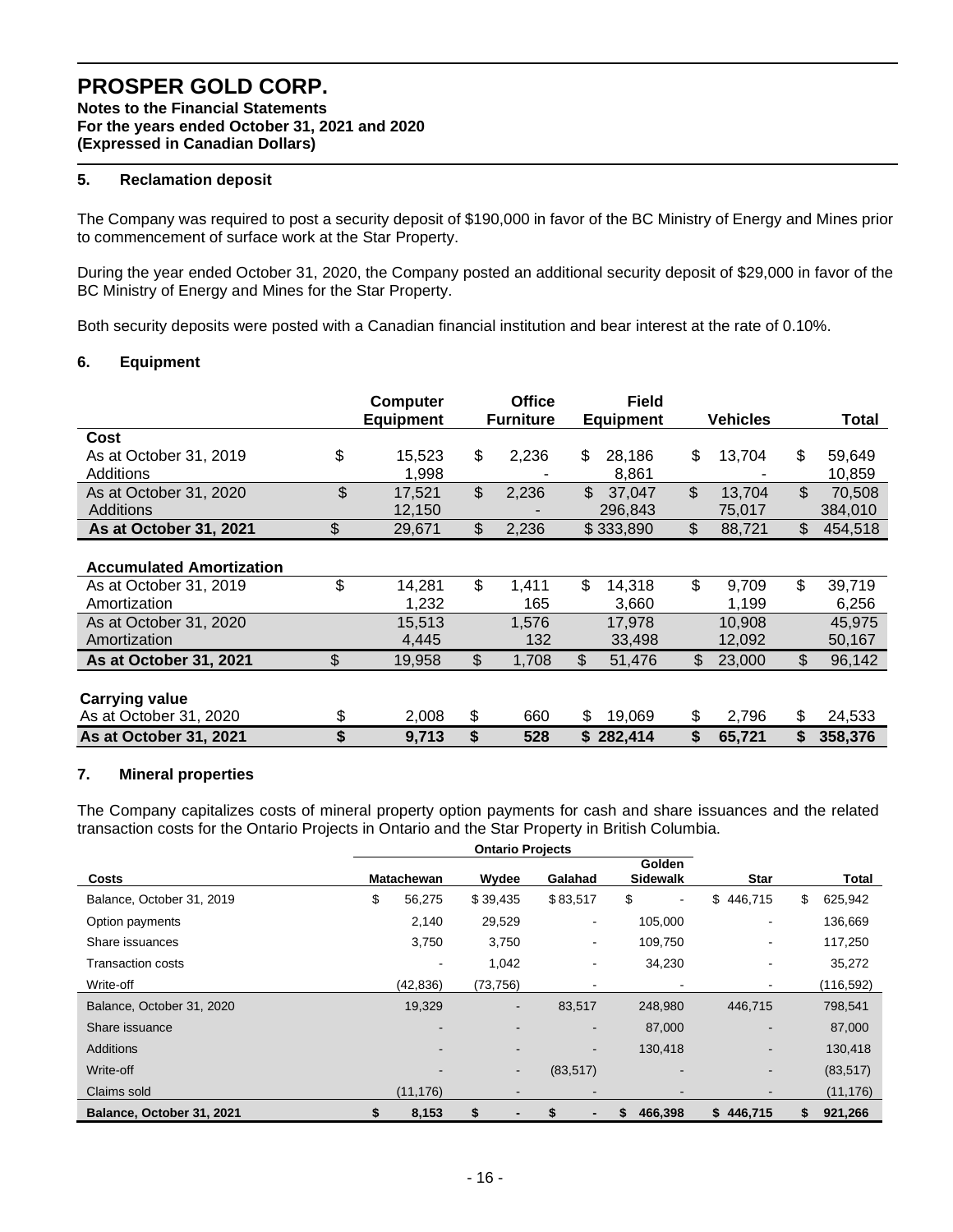# PROSPER GOLD CORP.

**Notes to the Financial Statements**
**For the years ended October 31, 2021 and 2020**
**(Expressed in Canadian Dollars)**

## 5. Reclamation deposit

The Company was required to post a security deposit of $190,000 in favor of the BC Ministry of Energy and Mines prior to commencement of surface work at the Star Property.

During the year ended October 31, 2020, the Company posted an additional security deposit of $29,000 in favor of the BC Ministry of Energy and Mines for the Star Property.

Both security deposits were posted with a Canadian financial institution and bear interest at the rate of 0.10%.

## 6. Equipment

| | Computer Equipment | Office Furniture | Field Equipment | Vehicles | Total |
|---|---|---|---|---|---|
| **Cost** | | | | | |
| As at October 31, 2019 | $ 15,523 | $ 2,236 | $ 28,186 | $ 13,704 | $ 59,649 |
| Additions | 1,998 | - | 8,861 | - | 10,859 |
| As at October 31, 2020 | $ 17,521 | $ 2,236 | $ 37,047 | $ 13,704 | $ 70,508 |
| Additions | 12,150 | - | 296,843 | 75,017 | 384,010 |
| **As at October 31, 2021** | $ 29,671 | $ 2,236 | $ 333,890 | $ 88,721 | $ 454,518 |
| | | | | | |
| **Accumulated Amortization** | | | | | |
| As at October 31, 2019 | $ 14,281 | $ 1,411 | $ 14,318 | $ 9,709 | $ 39,719 |
| Amortization | 1,232 | 165 | 3,660 | 1,199 | 6,256 |
| As at October 31, 2020 | 15,513 | 1,576 | 17,978 | 10,908 | 45,975 |
| Amortization | 4,445 | 132 | 33,498 | 12,092 | 50,167 |
| **As at October 31, 2021** | $ 19,958 | $ 1,708 | $ 51,476 | $ 23,000 | $ 96,142 |
| | | | | | |
| **Carrying value** | | | | | |
| As at October 31, 2020 | $ 2,008 | $ 660 | $ 19,069 | $ 2,796 | $ 24,533 |
| **As at October 31, 2021** | **$ 9,713** | **$ 528** | **$ 282,414** | **$ 65,721** | **$ 358,376** |

## 7. Mineral properties

The Company capitalizes costs of mineral property option payments for cash and share issuances and the related transaction costs for the Ontario Projects in Ontario and the Star Property in British Columbia.

| | Ontario Projects | | | | | |
|---|---|---|---|---|---|---|
| **Costs** | **Matachewan** | **Wydee** | **Galahad** | **Golden Sidewalk** | **Star** | **Total** |
| Balance, October 31, 2019 | $ 56,275 | $ 39,435 | $ 83,517 | $ - | $ 446,715 | $ 625,942 |
| Option payments | 2,140 | 29,529 | - | 105,000 | - | 136,669 |
| Share issuances | 3,750 | 3,750 | - | 109,750 | - | 117,250 |
| Transaction costs | - | 1,042 | - | 34,230 | - | 35,272 |
| Write-off | (42,836) | (73,756) | - | - | - | (116,592) |
| Balance, October 31, 2020 | 19,329 | - | 83,517 | 248,980 | 446,715 | 798,541 |
| Share issuance | - | - | - | 87,000 | - | 87,000 |
| Additions | - | - | - | 130,418 | - | 130,418 |
| Write-off | - | - | (83,517) | - | - | (83,517) |
| Claims sold | (11,176) | - | - | - | - | (11,176) |
| **Balance, October 31, 2021** | **$ 8,153** | **$ -** | **$ -** | **$ 466,398** | **$ 446,715** | **$ 921,266** |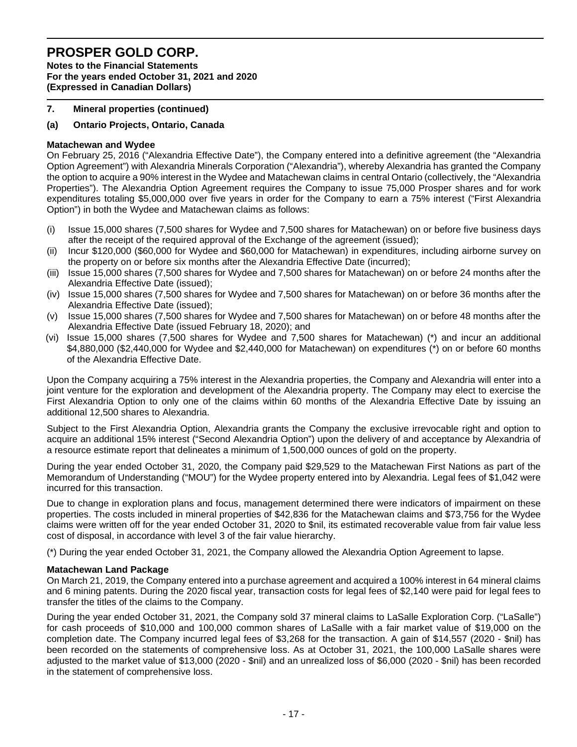# PROSPER GOLD CORP.

**Notes to the Financial Statements**
**For the years ended October 31, 2021 and 2020**
**(Expressed in Canadian Dollars)**

## 7. Mineral properties (continued)

### (a) Ontario Projects, Ontario, Canada

**Matachewan and Wydee**

On February 25, 2016 ("Alexandria Effective Date"), the Company entered into a definitive agreement (the "Alexandria Option Agreement") with Alexandria Minerals Corporation ("Alexandria"), whereby Alexandria has granted the Company the option to acquire a 90% interest in the Wydee and Matachewan claims in central Ontario (collectively, the "Alexandria Properties"). The Alexandria Option Agreement requires the Company to issue 75,000 Prosper shares and for work expenditures totaling $5,000,000 over five years in order for the Company to earn a 75% interest ("First Alexandria Option") in both the Wydee and Matachewan claims as follows:

(i) Issue 15,000 shares (7,500 shares for Wydee and 7,500 shares for Matachewan) on or before five business days after the receipt of the required approval of the Exchange of the agreement (issued);
(ii) Incur $120,000 ($60,000 for Wydee and $60,000 for Matachewan) in expenditures, including airborne survey on the property on or before six months after the Alexandria Effective Date (incurred);
(iii) Issue 15,000 shares (7,500 shares for Wydee and 7,500 shares for Matachewan) on or before 24 months after the Alexandria Effective Date (issued);
(iv) Issue 15,000 shares (7,500 shares for Wydee and 7,500 shares for Matachewan) on or before 36 months after the Alexandria Effective Date (issued);
(v) Issue 15,000 shares (7,500 shares for Wydee and 7,500 shares for Matachewan) on or before 48 months after the Alexandria Effective Date (issued February 18, 2020); and
(vi) Issue 15,000 shares (7,500 shares for Wydee and 7,500 shares for Matachewan) (*) and incur an additional $4,880,000 ($2,440,000 for Wydee and $2,440,000 for Matachewan) on expenditures (*) on or before 60 months of the Alexandria Effective Date.

Upon the Company acquiring a 75% interest in the Alexandria properties, the Company and Alexandria will enter into a joint venture for the exploration and development of the Alexandria property. The Company may elect to exercise the First Alexandria Option to only one of the claims within 60 months of the Alexandria Effective Date by issuing an additional 12,500 shares to Alexandria.

Subject to the First Alexandria Option, Alexandria grants the Company the exclusive irrevocable right and option to acquire an additional 15% interest ("Second Alexandria Option") upon the delivery of and acceptance by Alexandria of a resource estimate report that delineates a minimum of 1,500,000 ounces of gold on the property.

During the year ended October 31, 2020, the Company paid $29,529 to the Matachewan First Nations as part of the Memorandum of Understanding ("MOU") for the Wydee property entered into by Alexandria. Legal fees of $1,042 were incurred for this transaction.

Due to change in exploration plans and focus, management determined there were indicators of impairment on these properties. The costs included in mineral properties of $42,836 for the Matachewan claims and $73,756 for the Wydee claims were written off for the year ended October 31, 2020 to $nil, its estimated recoverable value from fair value less cost of disposal, in accordance with level 3 of the fair value hierarchy.

(*) During the year ended October 31, 2021, the Company allowed the Alexandria Option Agreement to lapse.

**Matachewan Land Package**

On March 21, 2019, the Company entered into a purchase agreement and acquired a 100% interest in 64 mineral claims and 6 mining patents. During the 2020 fiscal year, transaction costs for legal fees of $2,140 were paid for legal fees to transfer the titles of the claims to the Company.

During the year ended October 31, 2021, the Company sold 37 mineral claims to LaSalle Exploration Corp. ("LaSalle") for cash proceeds of $10,000 and 100,000 common shares of LaSalle with a fair market value of $19,000 on the completion date. The Company incurred legal fees of $3,268 for the transaction. A gain of $14,557 (2020 - $nil) has been recorded on the statements of comprehensive loss. As at October 31, 2021, the 100,000 LaSalle shares were adjusted to the market value of $13,000 (2020 - $nil) and an unrealized loss of $6,000 (2020 - $nil) has been recorded in the statement of comprehensive loss.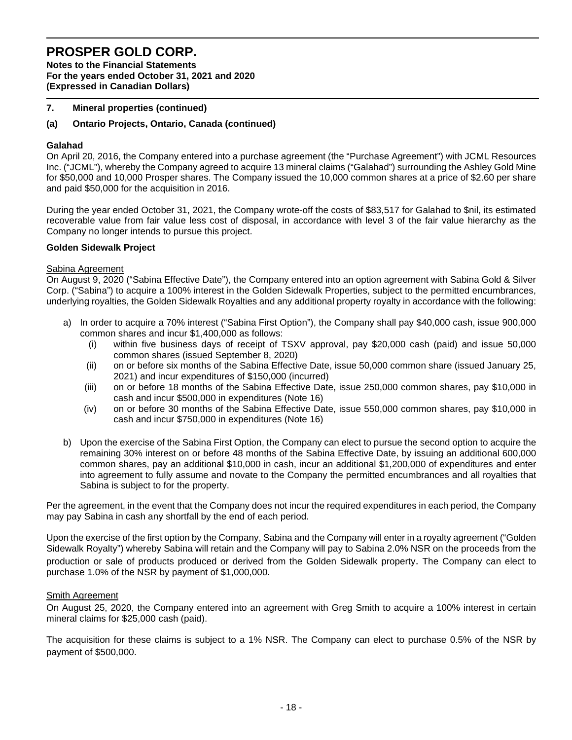## 7. Mineral properties (continued)

### (a) Ontario Projects, Ontario, Canada (continued)

**Galahad**

On April 20, 2016, the Company entered into a purchase agreement (the "Purchase Agreement") with JCML Resources Inc. ("JCML"), whereby the Company agreed to acquire 13 mineral claims ("Galahad") surrounding the Ashley Gold Mine for $50,000 and 10,000 Prosper shares. The Company issued the 10,000 common shares at a price of $2.60 per share and paid $50,000 for the acquisition in 2016.

During the year ended October 31, 2021, the Company wrote-off the costs of $83,517 for Galahad to $nil, its estimated recoverable value from fair value less cost of disposal, in accordance with level 3 of the fair value hierarchy as the Company no longer intends to pursue this project.

**Golden Sidewalk Project**

Sabina Agreement

On August 9, 2020 ("Sabina Effective Date"), the Company entered into an option agreement with Sabina Gold & Silver Corp. ("Sabina") to acquire a 100% interest in the Golden Sidewalk Properties, subject to the permitted encumbrances, underlying royalties, the Golden Sidewalk Royalties and any additional property royalty in accordance with the following:

a) In order to acquire a 70% interest ("Sabina First Option"), the Company shall pay $40,000 cash, issue 900,000 common shares and incur $1,400,000 as follows:
   (i) within five business days of receipt of TSXV approval, pay $20,000 cash (paid) and issue 50,000 common shares (issued September 8, 2020)
   (ii) on or before six months of the Sabina Effective Date, issue 50,000 common share (issued January 25, 2021) and incur expenditures of $150,000 (incurred)
   (iii) on or before 18 months of the Sabina Effective Date, issue 250,000 common shares, pay $10,000 in cash and incur $500,000 in expenditures (Note 16)
   (iv) on or before 30 months of the Sabina Effective Date, issue 550,000 common shares, pay $10,000 in cash and incur $750,000 in expenditures (Note 16)

b) Upon the exercise of the Sabina First Option, the Company can elect to pursue the second option to acquire the remaining 30% interest on or before 48 months of the Sabina Effective Date, by issuing an additional 600,000 common shares, pay an additional $10,000 in cash, incur an additional $1,200,000 of expenditures and enter into agreement to fully assume and novate to the Company the permitted encumbrances and all royalties that Sabina is subject to for the property.

Per the agreement, in the event that the Company does not incur the required expenditures in each period, the Company may pay Sabina in cash any shortfall by the end of each period.

Upon the exercise of the first option by the Company, Sabina and the Company will enter in a royalty agreement ("Golden Sidewalk Royalty") whereby Sabina will retain and the Company will pay to Sabina 2.0% NSR on the proceeds from the production or sale of products produced or derived from the Golden Sidewalk property. The Company can elect to purchase 1.0% of the NSR by payment of $1,000,000.

Smith Agreement

On August 25, 2020, the Company entered into an agreement with Greg Smith to acquire a 100% interest in certain mineral claims for $25,000 cash (paid).

The acquisition for these claims is subject to a 1% NSR. The Company can elect to purchase 0.5% of the NSR by payment of $500,000.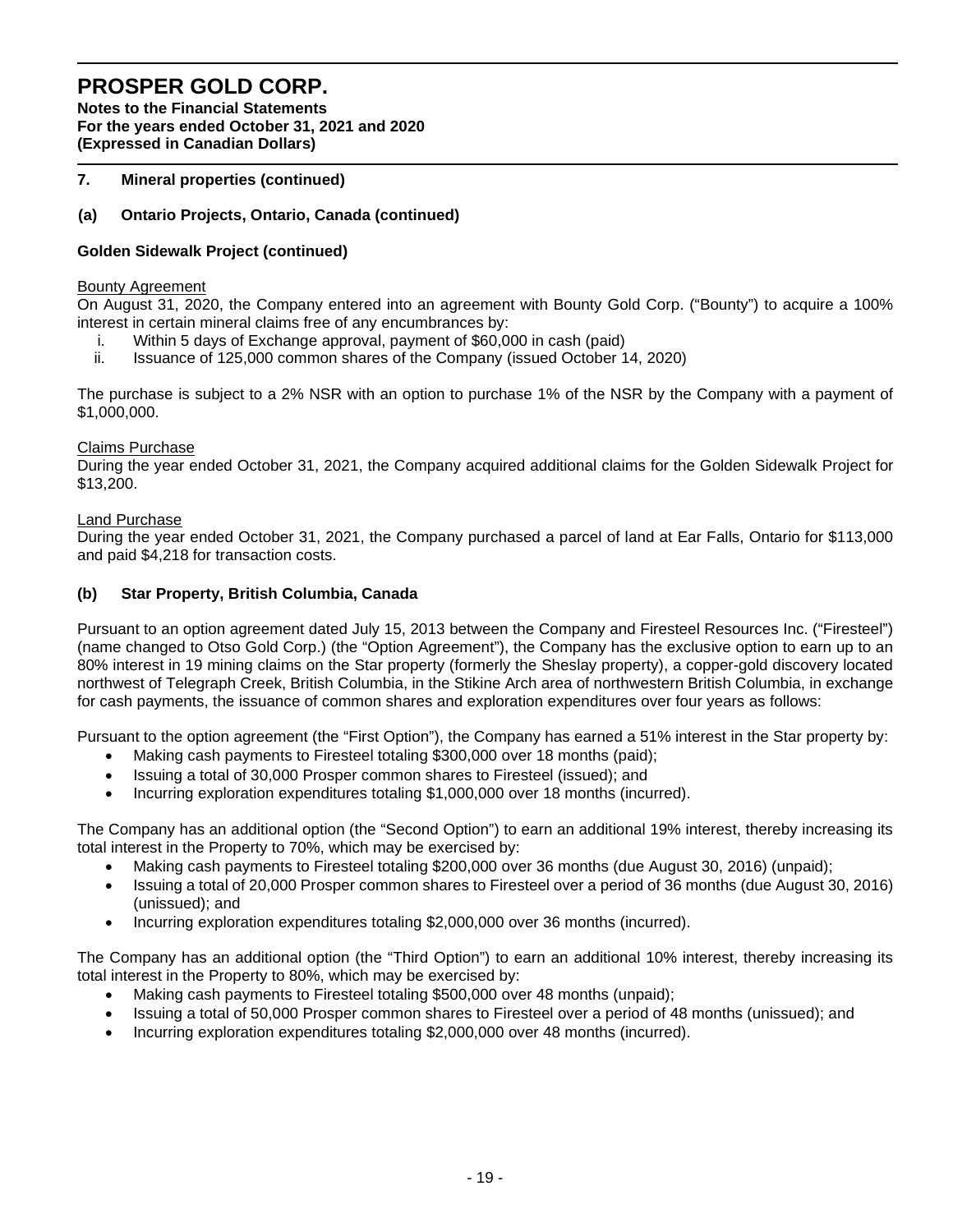## 7. Mineral properties (continued)

### (a) Ontario Projects, Ontario, Canada (continued)

**Golden Sidewalk Project (continued)**

Bounty Agreement

On August 31, 2020, the Company entered into an agreement with Bounty Gold Corp. ("Bounty") to acquire a 100% interest in certain mineral claims free of any encumbrances by:

i. Within 5 days of Exchange approval, payment of $60,000 in cash (paid)
ii. Issuance of 125,000 common shares of the Company (issued October 14, 2020)

The purchase is subject to a 2% NSR with an option to purchase 1% of the NSR by the Company with a payment of $1,000,000.

Claims Purchase

During the year ended October 31, 2021, the Company acquired additional claims for the Golden Sidewalk Project for $13,200.

Land Purchase

During the year ended October 31, 2021, the Company purchased a parcel of land at Ear Falls, Ontario for $113,000 and paid $4,218 for transaction costs.

### (b) Star Property, British Columbia, Canada

Pursuant to an option agreement dated July 15, 2013 between the Company and Firesteel Resources Inc. ("Firesteel") (name changed to Otso Gold Corp.) (the "Option Agreement"), the Company has the exclusive option to earn up to an 80% interest in 19 mining claims on the Star property (formerly the Sheslay property), a copper-gold discovery located northwest of Telegraph Creek, British Columbia, in the Stikine Arch area of northwestern British Columbia, in exchange for cash payments, the issuance of common shares and exploration expenditures over four years as follows:

Pursuant to the option agreement (the "First Option"), the Company has earned a 51% interest in the Star property by:

- Making cash payments to Firesteel totaling $300,000 over 18 months (paid);
- Issuing a total of 30,000 Prosper common shares to Firesteel (issued); and
- Incurring exploration expenditures totaling $1,000,000 over 18 months (incurred).

The Company has an additional option (the "Second Option") to earn an additional 19% interest, thereby increasing its total interest in the Property to 70%, which may be exercised by:

- Making cash payments to Firesteel totaling $200,000 over 36 months (due August 30, 2016) (unpaid);
- Issuing a total of 20,000 Prosper common shares to Firesteel over a period of 36 months (due August 30, 2016) (unissued); and
- Incurring exploration expenditures totaling $2,000,000 over 36 months (incurred).

The Company has an additional option (the "Third Option") to earn an additional 10% interest, thereby increasing its total interest in the Property to 80%, which may be exercised by:

- Making cash payments to Firesteel totaling $500,000 over 48 months (unpaid);
- Issuing a total of 50,000 Prosper common shares to Firesteel over a period of 48 months (unissued); and
- Incurring exploration expenditures totaling $2,000,000 over 48 months (incurred).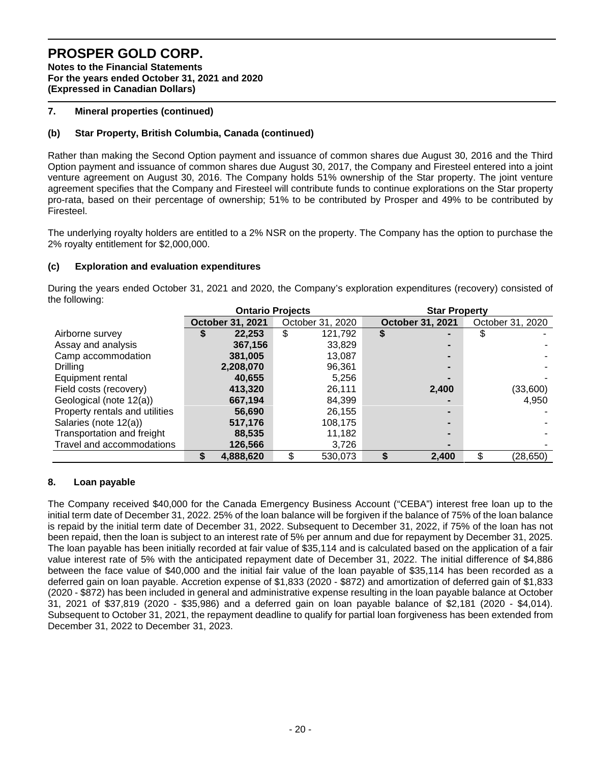# PROSPER GOLD CORP.

**Notes to the Financial Statements**
**For the years ended October 31, 2021 and 2020**
**(Expressed in Canadian Dollars)**

## 7. Mineral properties (continued)

### (b) Star Property, British Columbia, Canada (continued)

Rather than making the Second Option payment and issuance of common shares due August 30, 2016 and the Third Option payment and issuance of common shares due August 30, 2017, the Company and Firesteel entered into a joint venture agreement on August 30, 2016. The Company holds 51% ownership of the Star property. The joint venture agreement specifies that the Company and Firesteel will contribute funds to continue explorations on the Star property pro-rata, based on their percentage of ownership; 51% to be contributed by Prosper and 49% to be contributed by Firesteel.

The underlying royalty holders are entitled to a 2% NSR on the property. The Company has the option to purchase the 2% royalty entitlement for $2,000,000.

### (c) Exploration and evaluation expenditures

During the years ended October 31, 2021 and 2020, the Company's exploration expenditures (recovery) consisted of the following:

| | Ontario Projects | | Star Property | |
|---|---|---|---|---|
| | **October 31, 2021** | October 31, 2020 | **October 31, 2021** | October 31, 2020 |
| Airborne survey | **$ 22,253** | $ 121,792 | **$ -** | $ - |
| Assay and analysis | **367,156** | 33,829 | **-** | - |
| Camp accommodation | **381,005** | 13,087 | **-** | - |
| Drilling | **2,208,070** | 96,361 | **-** | - |
| Equipment rental | **40,655** | 5,256 | **-** | - |
| Field costs (recovery) | **413,320** | 26,111 | **2,400** | (33,600) |
| Geological (note 12(a)) | **667,194** | 84,399 | **-** | 4,950 |
| Property rentals and utilities | **56,690** | 26,155 | **-** | - |
| Salaries (note 12(a)) | **517,176** | 108,175 | **-** | - |
| Transportation and freight | **88,535** | 11,182 | **-** | - |
| Travel and accommodations | **126,566** | 3,726 | **-** | - |
| | **$ 4,888,620** | $ 530,073 | **$ 2,400** | $ (28,650) |

## 8. Loan payable

The Company received $40,000 for the Canada Emergency Business Account ("CEBA") interest free loan up to the initial term date of December 31, 2022. 25% of the loan balance will be forgiven if the balance of 75% of the loan balance is repaid by the initial term date of December 31, 2022. Subsequent to December 31, 2022, if 75% of the loan has not been repaid, then the loan is subject to an interest rate of 5% per annum and due for repayment by December 31, 2025. The loan payable has been initially recorded at fair value of $35,114 and is calculated based on the application of a fair value interest rate of 5% with the anticipated repayment date of December 31, 2022. The initial difference of $4,886 between the face value of $40,000 and the initial fair value of the loan payable of $35,114 has been recorded as a deferred gain on loan payable. Accretion expense of $1,833 (2020 - $872) and amortization of deferred gain of $1,833 (2020 - $872) has been included in general and administrative expense resulting in the loan payable balance at October 31, 2021 of $37,819 (2020 - $35,986) and a deferred gain on loan payable balance of $2,181 (2020 - $4,014). Subsequent to October 31, 2021, the repayment deadline to qualify for partial loan forgiveness has been extended from December 31, 2022 to December 31, 2023.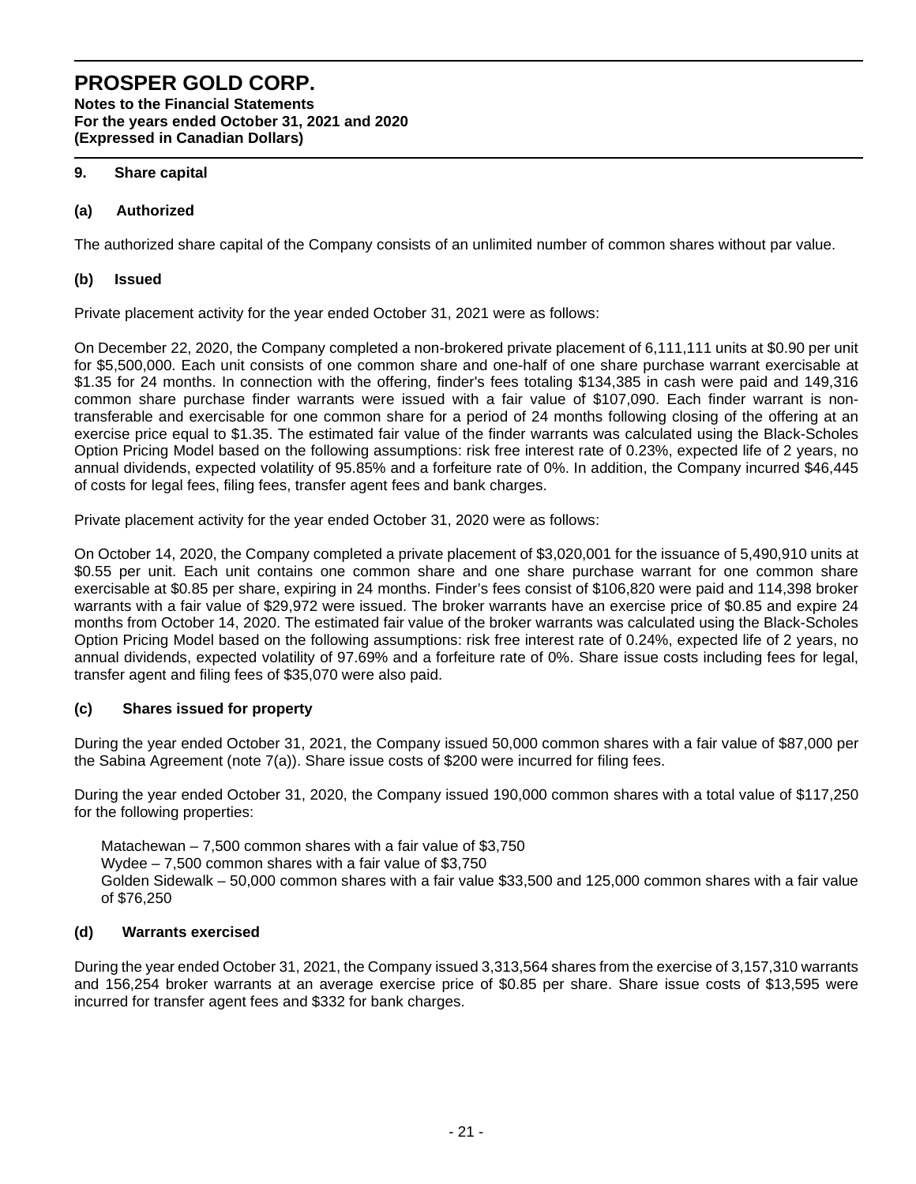# PROSPER GOLD CORP.

**Notes to the Financial Statements**
**For the years ended October 31, 2021 and 2020**
**(Expressed in Canadian Dollars)**

## 9. Share capital

### (a) Authorized

The authorized share capital of the Company consists of an unlimited number of common shares without par value.

### (b) Issued

Private placement activity for the year ended October 31, 2021 were as follows:

On December 22, 2020, the Company completed a non-brokered private placement of 6,111,111 units at $0.90 per unit for $5,500,000. Each unit consists of one common share and one-half of one share purchase warrant exercisable at $1.35 for 24 months. In connection with the offering, finder's fees totaling $134,385 in cash were paid and 149,316 common share purchase finder warrants were issued with a fair value of $107,090. Each finder warrant is non-transferable and exercisable for one common share for a period of 24 months following closing of the offering at an exercise price equal to $1.35. The estimated fair value of the finder warrants was calculated using the Black-Scholes Option Pricing Model based on the following assumptions: risk free interest rate of 0.23%, expected life of 2 years, no annual dividends, expected volatility of 95.85% and a forfeiture rate of 0%. In addition, the Company incurred $46,445 of costs for legal fees, filing fees, transfer agent fees and bank charges.

Private placement activity for the year ended October 31, 2020 were as follows:

On October 14, 2020, the Company completed a private placement of $3,020,001 for the issuance of 5,490,910 units at $0.55 per unit. Each unit contains one common share and one share purchase warrant for one common share exercisable at $0.85 per share, expiring in 24 months. Finder's fees consist of $106,820 were paid and 114,398 broker warrants with a fair value of $29,972 were issued. The broker warrants have an exercise price of $0.85 and expire 24 months from October 14, 2020. The estimated fair value of the broker warrants was calculated using the Black-Scholes Option Pricing Model based on the following assumptions: risk free interest rate of 0.24%, expected life of 2 years, no annual dividends, expected volatility of 97.69% and a forfeiture rate of 0%. Share issue costs including fees for legal, transfer agent and filing fees of $35,070 were also paid.

### (c) Shares issued for property

During the year ended October 31, 2021, the Company issued 50,000 common shares with a fair value of $87,000 per the Sabina Agreement (note 7(a)). Share issue costs of $200 were incurred for filing fees.

During the year ended October 31, 2020, the Company issued 190,000 common shares with a total value of $117,250 for the following properties:

Matachewan – 7,500 common shares with a fair value of $3,750
Wydee – 7,500 common shares with a fair value of $3,750
Golden Sidewalk – 50,000 common shares with a fair value $33,500 and 125,000 common shares with a fair value of $76,250

### (d) Warrants exercised

During the year ended October 31, 2021, the Company issued 3,313,564 shares from the exercise of 3,157,310 warrants and 156,254 broker warrants at an average exercise price of $0.85 per share. Share issue costs of $13,595 were incurred for transfer agent fees and $332 for bank charges.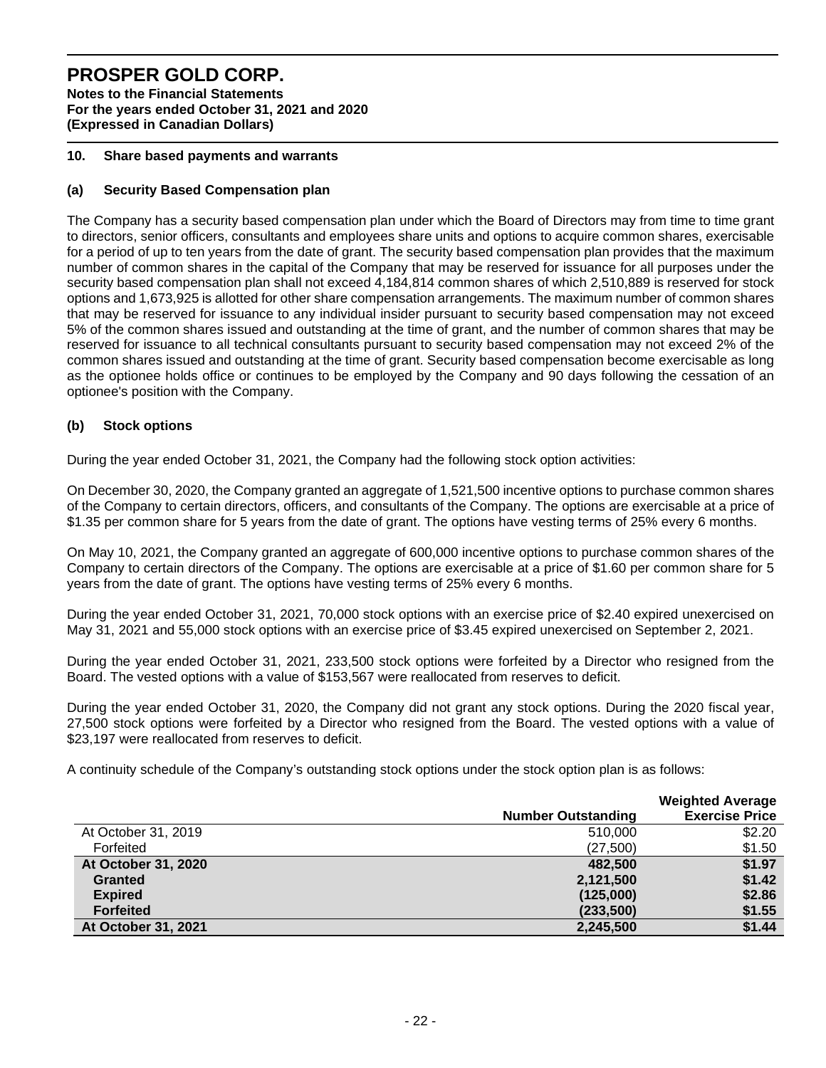# PROSPER GOLD CORP.

**Notes to the Financial Statements**
**For the years ended October 31, 2021 and 2020**
**(Expressed in Canadian Dollars)**

## 10. Share based payments and warrants

### (a) Security Based Compensation plan

The Company has a security based compensation plan under which the Board of Directors may from time to time grant to directors, senior officers, consultants and employees share units and options to acquire common shares, exercisable for a period of up to ten years from the date of grant. The security based compensation plan provides that the maximum number of common shares in the capital of the Company that may be reserved for issuance for all purposes under the security based compensation plan shall not exceed 4,184,814 common shares of which 2,510,889 is reserved for stock options and 1,673,925 is allotted for other share compensation arrangements. The maximum number of common shares that may be reserved for issuance to any individual insider pursuant to security based compensation may not exceed 5% of the common shares issued and outstanding at the time of grant, and the number of common shares that may be reserved for issuance to all technical consultants pursuant to security based compensation may not exceed 2% of the common shares issued and outstanding at the time of grant. Security based compensation become exercisable as long as the optionee holds office or continues to be employed by the Company and 90 days following the cessation of an optionee's position with the Company.

### (b) Stock options

During the year ended October 31, 2021, the Company had the following stock option activities:

On December 30, 2020, the Company granted an aggregate of 1,521,500 incentive options to purchase common shares of the Company to certain directors, officers, and consultants of the Company. The options are exercisable at a price of $1.35 per common share for 5 years from the date of grant. The options have vesting terms of 25% every 6 months.

On May 10, 2021, the Company granted an aggregate of 600,000 incentive options to purchase common shares of the Company to certain directors of the Company. The options are exercisable at a price of $1.60 per common share for 5 years from the date of grant. The options have vesting terms of 25% every 6 months.

During the year ended October 31, 2021, 70,000 stock options with an exercise price of $2.40 expired unexercised on May 31, 2021 and 55,000 stock options with an exercise price of $3.45 expired unexercised on September 2, 2021.

During the year ended October 31, 2021, 233,500 stock options were forfeited by a Director who resigned from the Board. The vested options with a value of $153,567 were reallocated from reserves to deficit.

During the year ended October 31, 2020, the Company did not grant any stock options. During the 2020 fiscal year, 27,500 stock options were forfeited by a Director who resigned from the Board. The vested options with a value of $23,197 were reallocated from reserves to deficit.

A continuity schedule of the Company's outstanding stock options under the stock option plan is as follows:

| | Number Outstanding | Weighted Average Exercise Price |
|---|---|---|
| At October 31, 2019 | 510,000 | $2.20 |
| Forfeited | (27,500) | $1.50 |
| **At October 31, 2020** | **482,500** | **$1.97** |
| **Granted** | **2,121,500** | **$1.42** |
| **Expired** | **(125,000)** | **$2.86** |
| **Forfeited** | **(233,500)** | **$1.55** |
| **At October 31, 2021** | **2,245,500** | **$1.44** |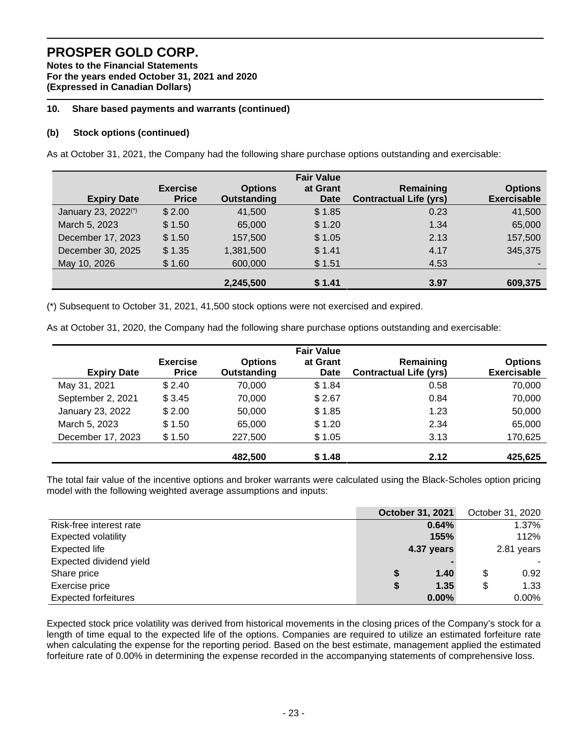# PROSPER GOLD CORP.

**Notes to the Financial Statements**
**For the years ended October 31, 2021 and 2020**
**(Expressed in Canadian Dollars)**

### 10. Share based payments and warrants (continued)

#### (b) Stock options (continued)

As at October 31, 2021, the Company had the following share purchase options outstanding and exercisable:

| Expiry Date | Exercise Price | Options Outstanding | Fair Value at Grant Date | Remaining Contractual Life (yrs) | Options Exercisable |
|---|---|---|---|---|---|
| January 23, 2022(*) | $ 2.00 | 41,500 | $ 1.85 | 0.23 | 41,500 |
| March 5, 2023 | $ 1.50 | 65,000 | $ 1.20 | 1.34 | 65,000 |
| December 17, 2023 | $ 1.50 | 157,500 | $ 1.05 | 2.13 | 157,500 |
| December 30, 2025 | $ 1.35 | 1,381,500 | $ 1.41 | 4.17 | 345,375 |
| May 10, 2026 | $ 1.60 | 600,000 | $ 1.51 | 4.53 | - |
| | | **2,245,500** | **$ 1.41** | **3.97** | **609,375** |

(*) Subsequent to October 31, 2021, 41,500 stock options were not exercised and expired.

As at October 31, 2020, the Company had the following share purchase options outstanding and exercisable:

| Expiry Date | Exercise Price | Options Outstanding | Fair Value at Grant Date | Remaining Contractual Life (yrs) | Options Exercisable |
|---|---|---|---|---|---|
| May 31, 2021 | $ 2.40 | 70,000 | $ 1.84 | 0.58 | 70,000 |
| September 2, 2021 | $ 3.45 | 70,000 | $ 2.67 | 0.84 | 70,000 |
| January 23, 2022 | $ 2.00 | 50,000 | $ 1.85 | 1.23 | 50,000 |
| March 5, 2023 | $ 1.50 | 65,000 | $ 1.20 | 2.34 | 65,000 |
| December 17, 2023 | $ 1.50 | 227,500 | $ 1.05 | 3.13 | 170,625 |
| | | **482,500** | **$ 1.48** | **2.12** | **425,625** |

The total fair value of the incentive options and broker warrants were calculated using the Black-Scholes option pricing model with the following weighted average assumptions and inputs:

| | **October 31, 2021** | October 31, 2020 |
|---|---|---|
| Risk-free interest rate | **0.64%** | 1.37% |
| Expected volatility | **155%** | 112% |
| Expected life | **4.37 years** | 2.81 years |
| Expected dividend yield | **-** | - |
| Share price | **$ 1.40** | $ 0.92 |
| Exercise price | **$ 1.35** | $ 1.33 |
| Expected forfeitures | **0.00%** | 0.00% |

Expected stock price volatility was derived from historical movements in the closing prices of the Company's stock for a length of time equal to the expected life of the options. Companies are required to utilize an estimated forfeiture rate when calculating the expense for the reporting period. Based on the best estimate, management applied the estimated forfeiture rate of 0.00% in determining the expense recorded in the accompanying statements of comprehensive loss.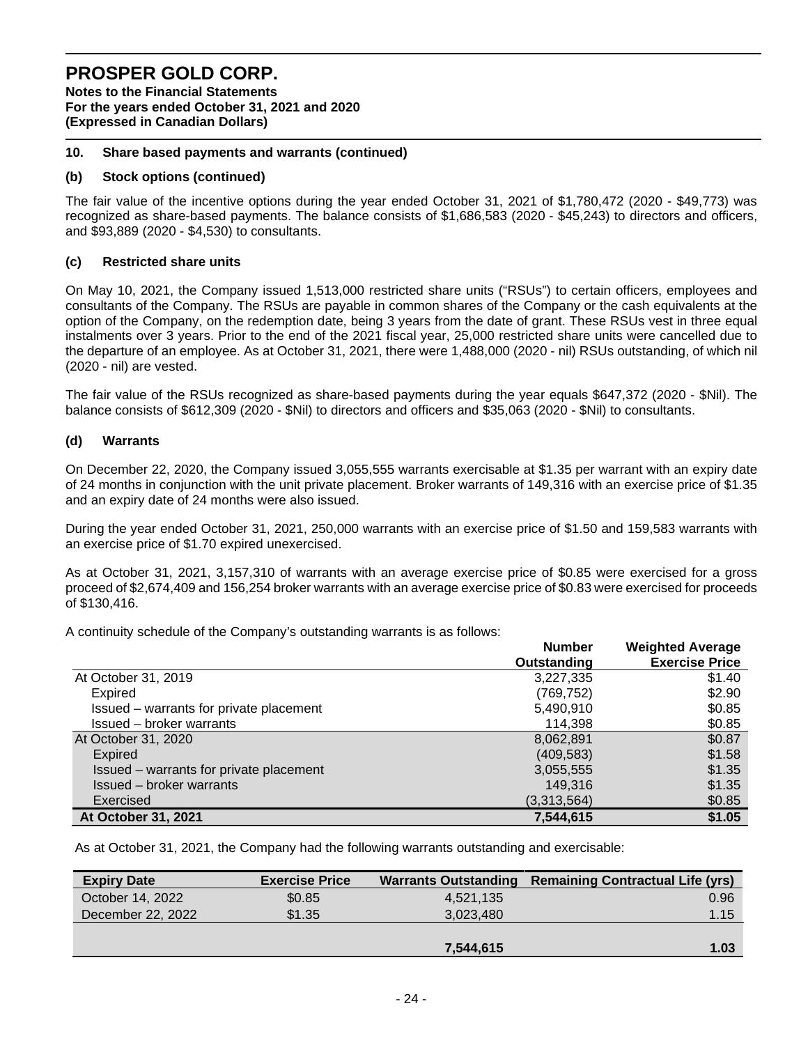## 10. Share based payments and warrants (continued)

### (b) Stock options (continued)

The fair value of the incentive options during the year ended October 31, 2021 of $1,780,472 (2020 - $49,773) was recognized as share-based payments. The balance consists of $1,686,583 (2020 - $45,243) to directors and officers, and $93,889 (2020 - $4,530) to consultants.

### (c) Restricted share units

On May 10, 2021, the Company issued 1,513,000 restricted share units ("RSUs") to certain officers, employees and consultants of the Company. The RSUs are payable in common shares of the Company or the cash equivalents at the option of the Company, on the redemption date, being 3 years from the date of grant. These RSUs vest in three equal instalments over 3 years. Prior to the end of the 2021 fiscal year, 25,000 restricted share units were cancelled due to the departure of an employee. As at October 31, 2021, there were 1,488,000 (2020 - nil) RSUs outstanding, of which nil (2020 - nil) are vested.

The fair value of the RSUs recognized as share-based payments during the year equals $647,372 (2020 - $Nil). The balance consists of $612,309 (2020 - $Nil) to directors and officers and $35,063 (2020 - $Nil) to consultants.

### (d) Warrants

On December 22, 2020, the Company issued 3,055,555 warrants exercisable at $1.35 per warrant with an expiry date of 24 months in conjunction with the unit private placement. Broker warrants of 149,316 with an exercise price of $1.35 and an expiry date of 24 months were also issued.

During the year ended October 31, 2021, 250,000 warrants with an exercise price of $1.50 and 159,583 warrants with an exercise price of $1.70 expired unexercised.

As at October 31, 2021, 3,157,310 of warrants with an average exercise price of $0.85 were exercised for a gross proceed of $2,674,409 and 156,254 broker warrants with an average exercise price of $0.83 were exercised for proceeds of $130,416.

A continuity schedule of the Company's outstanding warrants is as follows:

| | Number Outstanding | Weighted Average Exercise Price |
|---|---|---|
| At October 31, 2019 | 3,227,335 | $1.40 |
| Expired | (769,752) | $2.90 |
| Issued – warrants for private placement | 5,490,910 | $0.85 |
| Issued – broker warrants | 114,398 | $0.85 |
| At October 31, 2020 | 8,062,891 | $0.87 |
| Expired | (409,583) | $1.58 |
| Issued – warrants for private placement | 3,055,555 | $1.35 |
| Issued – broker warrants | 149,316 | $1.35 |
| Exercised | (3,313,564) | $0.85 |
| **At October 31, 2021** | **7,544,615** | **$1.05** |

As at October 31, 2021, the Company had the following warrants outstanding and exercisable:

| Expiry Date | Exercise Price | Warrants Outstanding | Remaining Contractual Life (yrs) |
|---|---|---|---|
| October 14, 2022 | $0.85 | 4,521,135 | 0.96 |
| December 22, 2022 | $1.35 | 3,023,480 | 1.15 |
| | | **7,544,615** | **1.03** |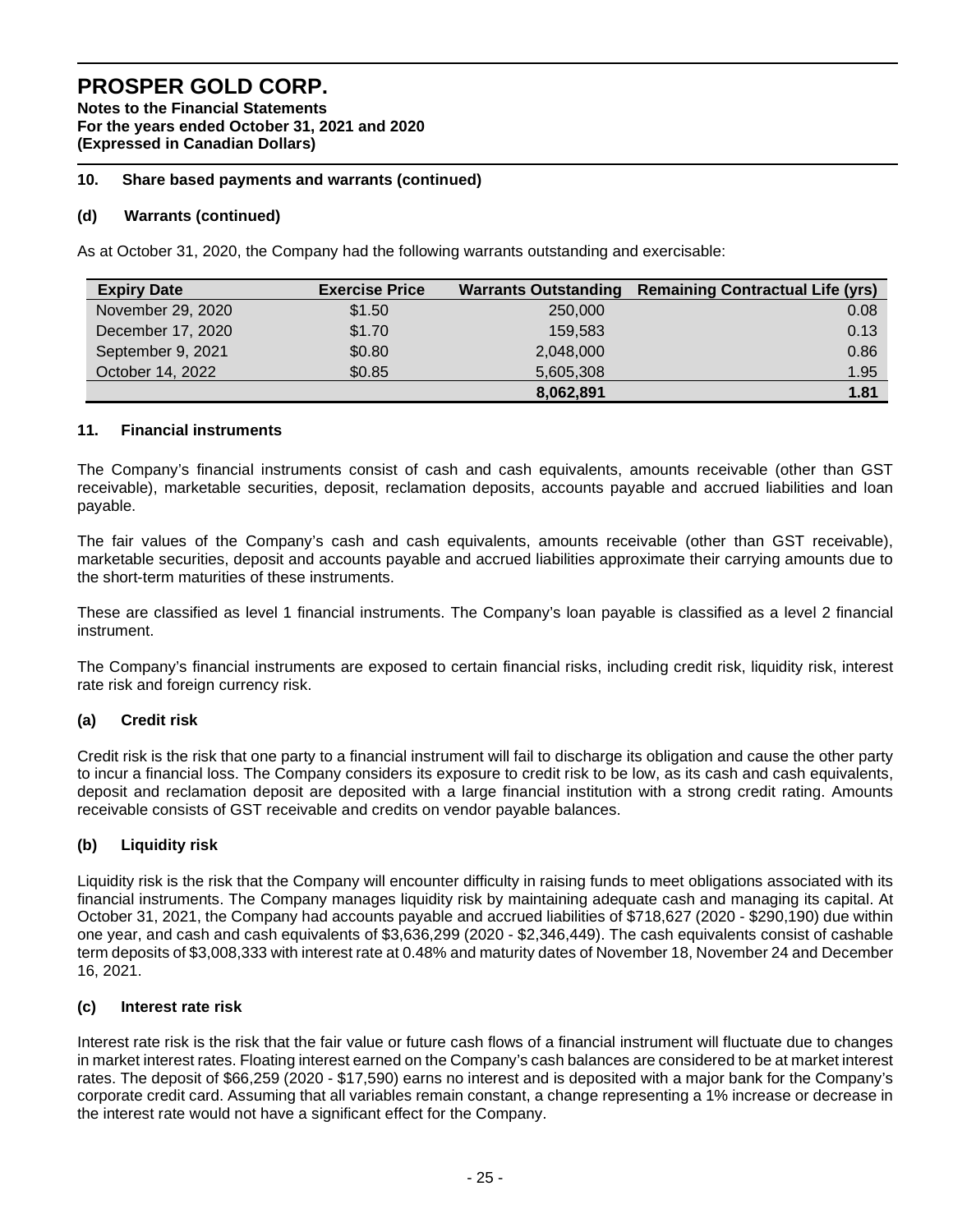# PROSPER GOLD CORP.

**Notes to the Financial Statements**
**For the years ended October 31, 2021 and 2020**
**(Expressed in Canadian Dollars)**

## 10. Share based payments and warrants (continued)

### (d) Warrants (continued)

As at October 31, 2020, the Company had the following warrants outstanding and exercisable:

| Expiry Date | Exercise Price | Warrants Outstanding | Remaining Contractual Life (yrs) |
|---|---|---|---|
| November 29, 2020 | $1.50 | 250,000 | 0.08 |
| December 17, 2020 | $1.70 | 159,583 | 0.13 |
| September 9, 2021 | $0.80 | 2,048,000 | 0.86 |
| October 14, 2022 | $0.85 | 5,605,308 | 1.95 |
| | | **8,062,891** | **1.81** |

## 11. Financial instruments

The Company's financial instruments consist of cash and cash equivalents, amounts receivable (other than GST receivable), marketable securities, deposit, reclamation deposits, accounts payable and accrued liabilities and loan payable.

The fair values of the Company's cash and cash equivalents, amounts receivable (other than GST receivable), marketable securities, deposit and accounts payable and accrued liabilities approximate their carrying amounts due to the short-term maturities of these instruments.

These are classified as level 1 financial instruments. The Company's loan payable is classified as a level 2 financial instrument.

The Company's financial instruments are exposed to certain financial risks, including credit risk, liquidity risk, interest rate risk and foreign currency risk.

### (a) Credit risk

Credit risk is the risk that one party to a financial instrument will fail to discharge its obligation and cause the other party to incur a financial loss. The Company considers its exposure to credit risk to be low, as its cash and cash equivalents, deposit and reclamation deposit are deposited with a large financial institution with a strong credit rating. Amounts receivable consists of GST receivable and credits on vendor payable balances.

### (b) Liquidity risk

Liquidity risk is the risk that the Company will encounter difficulty in raising funds to meet obligations associated with its financial instruments. The Company manages liquidity risk by maintaining adequate cash and managing its capital. At October 31, 2021, the Company had accounts payable and accrued liabilities of $718,627 (2020 - $290,190) due within one year, and cash and cash equivalents of $3,636,299 (2020 - $2,346,449). The cash equivalents consist of cashable term deposits of $3,008,333 with interest rate at 0.48% and maturity dates of November 18, November 24 and December 16, 2021.

### (c) Interest rate risk

Interest rate risk is the risk that the fair value or future cash flows of a financial instrument will fluctuate due to changes in market interest rates. Floating interest earned on the Company's cash balances are considered to be at market interest rates. The deposit of $66,259 (2020 - $17,590) earns no interest and is deposited with a major bank for the Company's corporate credit card. Assuming that all variables remain constant, a change representing a 1% increase or decrease in the interest rate would not have a significant effect for the Company.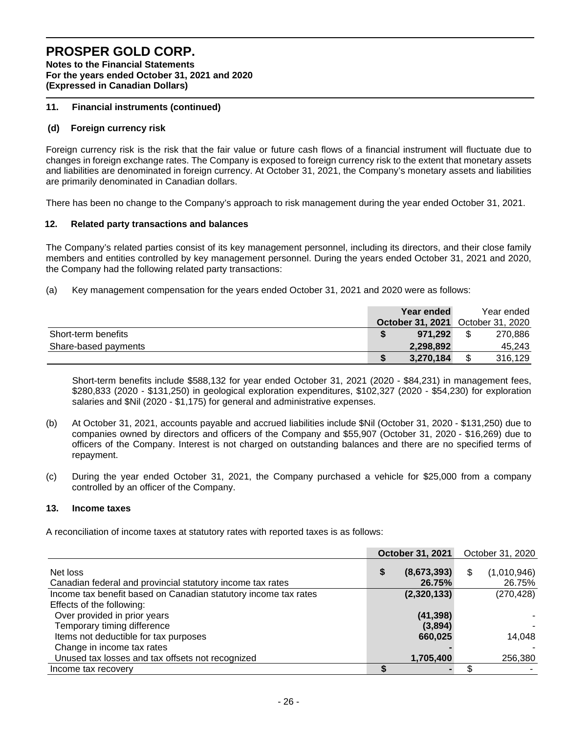## 11. Financial instruments (continued)

### (d) Foreign currency risk

Foreign currency risk is the risk that the fair value or future cash flows of a financial instrument will fluctuate due to changes in foreign exchange rates. The Company is exposed to foreign currency risk to the extent that monetary assets and liabilities are denominated in foreign currency. At October 31, 2021, the Company's monetary assets and liabilities are primarily denominated in Canadian dollars.

There has been no change to the Company's approach to risk management during the year ended October 31, 2021.

## 12. Related party transactions and balances

The Company's related parties consist of its key management personnel, including its directors, and their close family members and entities controlled by key management personnel. During the years ended October 31, 2021 and 2020, the Company had the following related party transactions:

(a) Key management compensation for the years ended October 31, 2021 and 2020 were as follows:

| | Year ended October 31, 2021 | Year ended October 31, 2020 |
|---|---|---|
| Short-term benefits | $ 971,292 | $ 270,886 |
| Share-based payments | 2,298,892 | 45,243 |
| | $ 3,270,184 | $ 316,129 |

Short-term benefits include $588,132 for year ended October 31, 2021 (2020 - $84,231) in management fees, $280,833 (2020 - $131,250) in geological exploration expenditures, $102,327 (2020 - $54,230) for exploration salaries and $Nil (2020 - $1,175) for general and administrative expenses.

(b) At October 31, 2021, accounts payable and accrued liabilities include $Nil (October 31, 2020 - $131,250) due to companies owned by directors and officers of the Company and $55,907 (October 31, 2020 - $16,269) due to officers of the Company. Interest is not charged on outstanding balances and there are no specified terms of repayment.

(c) During the year ended October 31, 2021, the Company purchased a vehicle for $25,000 from a company controlled by an officer of the Company.

## 13. Income taxes

A reconciliation of income taxes at statutory rates with reported taxes is as follows:

| | October 31, 2021 | October 31, 2020 |
|---|---|---|
| Net loss | $ (8,673,393) | $ (1,010,946) |
| Canadian federal and provincial statutory income tax rates | 26.75% | 26.75% |
| Income tax benefit based on Canadian statutory income tax rates | (2,320,133) | (270,428) |
| Effects of the following: | | |
| Over provided in prior years | (41,398) | - |
| Temporary timing difference | (3,894) | - |
| Items not deductible for tax purposes | 660,025 | 14,048 |
| Change in income tax rates | - | - |
| Unused tax losses and tax offsets not recognized | 1,705,400 | 256,380 |
| Income tax recovery | $ - | $ - |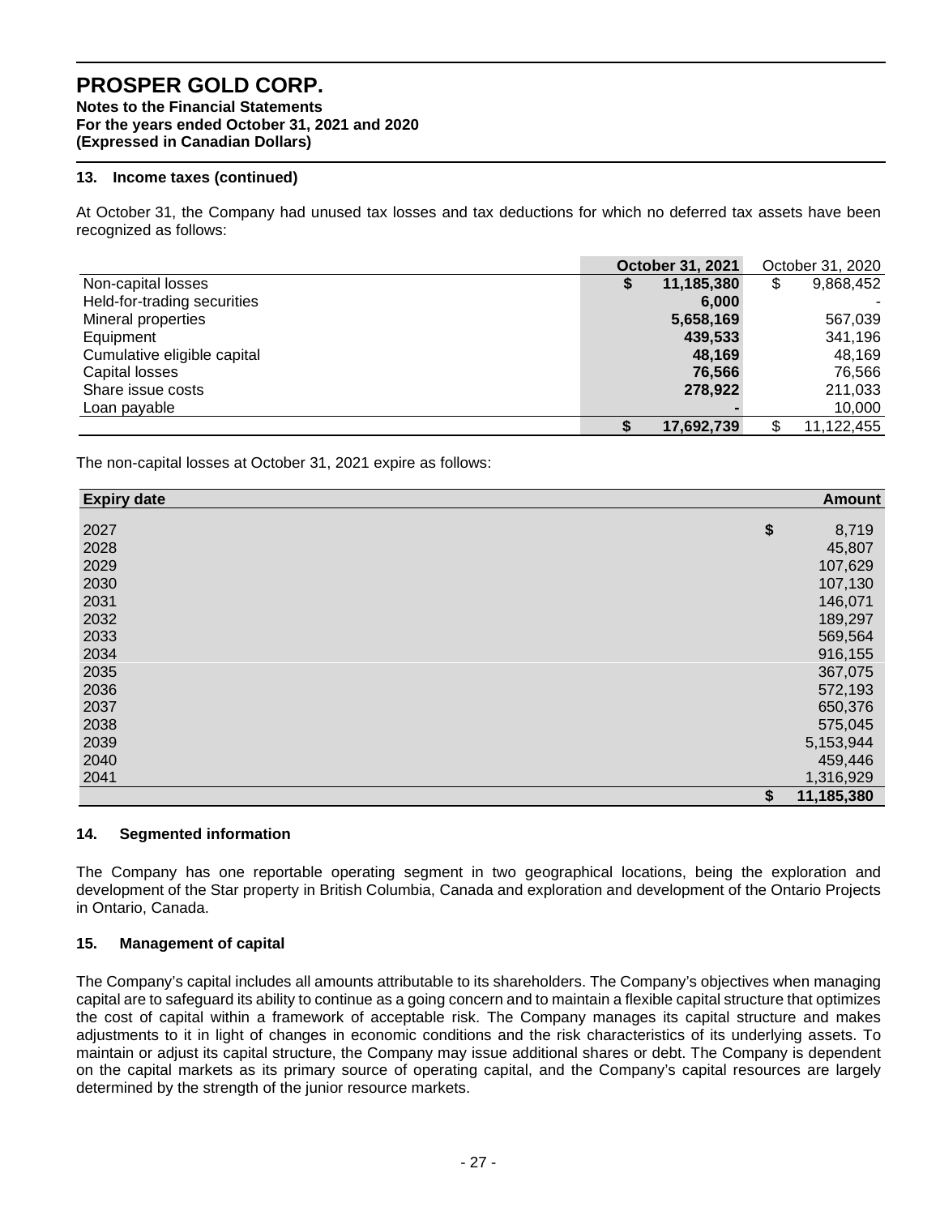# PROSPER GOLD CORP.

**Notes to the Financial Statements**
**For the years ended October 31, 2021 and 2020**
**(Expressed in Canadian Dollars)**

### 13. Income taxes (continued)

At October 31, the Company had unused tax losses and tax deductions for which no deferred tax assets have been recognized as follows:

| | **October 31, 2021** | October 31, 2020 |
|---|---|---|
| Non-capital losses | **$ 11,185,380** | $ 9,868,452 |
| Held-for-trading securities | **6,000** | - |
| Mineral properties | **5,658,169** | 567,039 |
| Equipment | **439,533** | 341,196 |
| Cumulative eligible capital | **48,169** | 48,169 |
| Capital losses | **76,566** | 76,566 |
| Share issue costs | **278,922** | 211,033 |
| Loan payable | **-** | 10,000 |
| | **$ 17,692,739** | $ 11,122,455 |

The non-capital losses at October 31, 2021 expire as follows:

| **Expiry date** | **Amount** |
|---|---|
| 2027 | $ 8,719 |
| 2028 | 45,807 |
| 2029 | 107,629 |
| 2030 | 107,130 |
| 2031 | 146,071 |
| 2032 | 189,297 |
| 2033 | 569,564 |
| 2034 | 916,155 |
| 2035 | 367,075 |
| 2036 | 572,193 |
| 2037 | 650,376 |
| 2038 | 575,045 |
| 2039 | 5,153,944 |
| 2040 | 459,446 |
| 2041 | 1,316,929 |
| | **$ 11,185,380** |

### 14. Segmented information

The Company has one reportable operating segment in two geographical locations, being the exploration and development of the Star property in British Columbia, Canada and exploration and development of the Ontario Projects in Ontario, Canada.

### 15. Management of capital

The Company's capital includes all amounts attributable to its shareholders. The Company's objectives when managing capital are to safeguard its ability to continue as a going concern and to maintain a flexible capital structure that optimizes the cost of capital within a framework of acceptable risk. The Company manages its capital structure and makes adjustments to it in light of changes in economic conditions and the risk characteristics of its underlying assets. To maintain or adjust its capital structure, the Company may issue additional shares or debt. The Company is dependent on the capital markets as its primary source of operating capital, and the Company's capital resources are largely determined by the strength of the junior resource markets.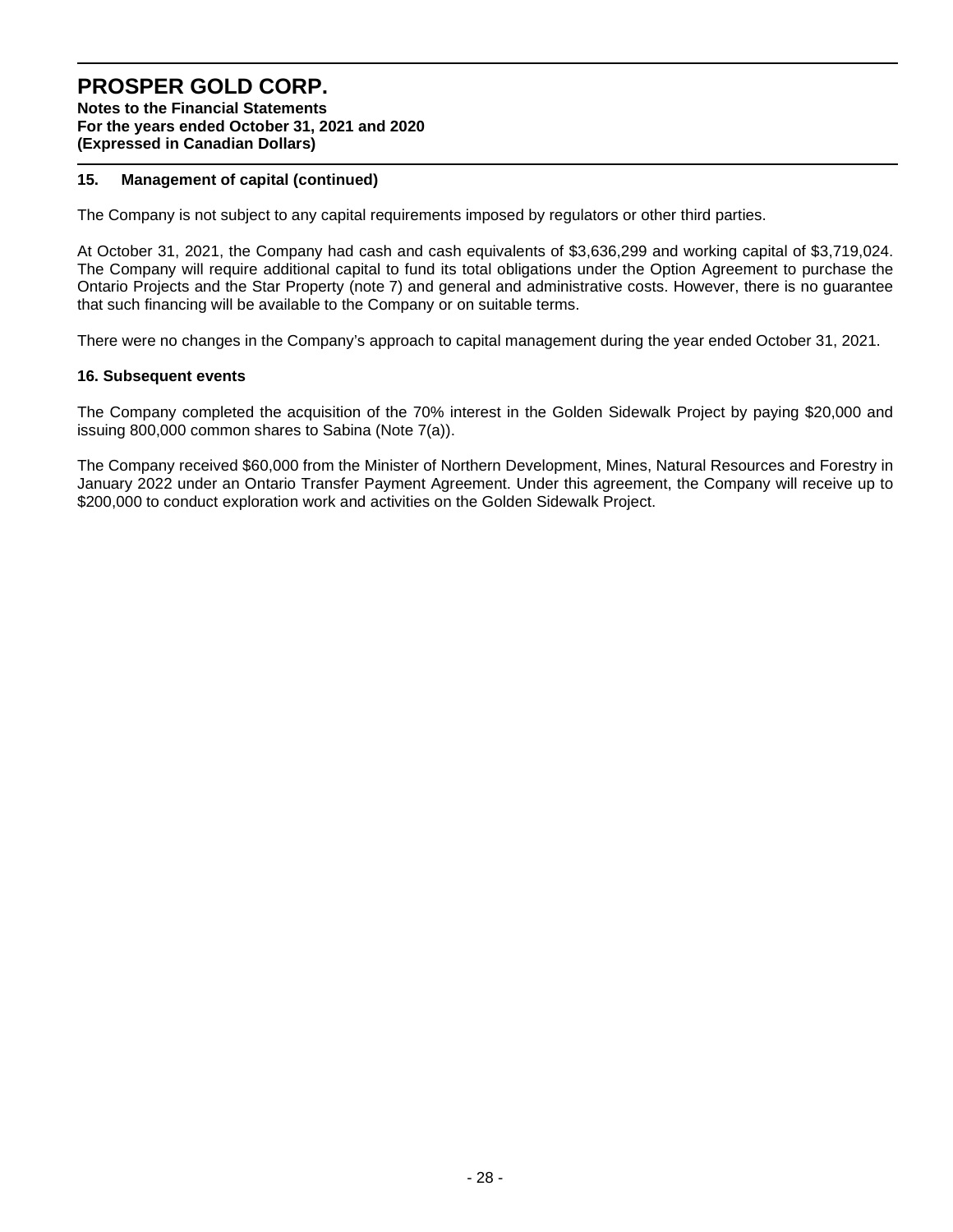## 15. Management of capital (continued)

The Company is not subject to any capital requirements imposed by regulators or other third parties.

At October 31, 2021, the Company had cash and cash equivalents of $3,636,299 and working capital of $3,719,024. The Company will require additional capital to fund its total obligations under the Option Agreement to purchase the Ontario Projects and the Star Property (note 7) and general and administrative costs. However, there is no guarantee that such financing will be available to the Company or on suitable terms.

There were no changes in the Company's approach to capital management during the year ended October 31, 2021.

## 16. Subsequent events

The Company completed the acquisition of the 70% interest in the Golden Sidewalk Project by paying $20,000 and issuing 800,000 common shares to Sabina (Note 7(a)).

The Company received $60,000 from the Minister of Northern Development, Mines, Natural Resources and Forestry in January 2022 under an Ontario Transfer Payment Agreement. Under this agreement, the Company will receive up to $200,000 to conduct exploration work and activities on the Golden Sidewalk Project.